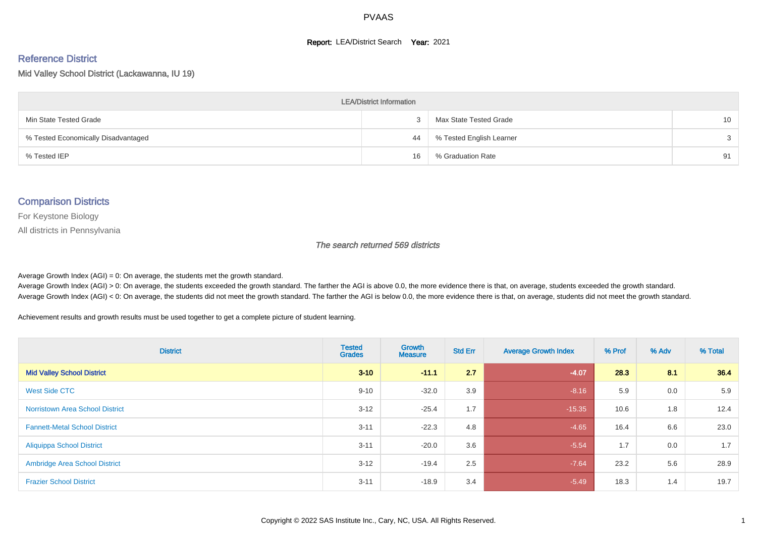# PVAAS

**Report:** LEA/District Search **Year:** 2021

## Reference District

Mid Valley School District (Lackawanna, IU 19)

| LEA/District Information | | | |
|---|---|---|---|
| Min State Tested Grade | 3 | Max State Tested Grade | 10 |
| % Tested Economically Disadvantaged | 44 | % Tested English Learner | 3 |
| % Tested IEP | 16 | % Graduation Rate | 91 |

## Comparison Districts

For Keystone Biology

All districts in Pennsylvania

*The search returned 569 districts*

Average Growth Index (AGI) = 0: On average, the students met the growth standard.

Average Growth Index (AGI) > 0: On average, the students exceeded the growth standard. The farther the AGI is above 0.0, the more evidence there is that, on average, students exceeded the growth standard.

Average Growth Index (AGI) < 0: On average, the students did not meet the growth standard. The farther the AGI is below 0.0, the more evidence there is that, on average, students did not meet the growth standard.

Achievement results and growth results must be used together to get a complete picture of student learning.

| District | Tested Grades | Growth Measure | Std Err | Average Growth Index | % Prof | % Adv | % Total |
|---|---|---|---|---|---|---|---|
| **Mid Valley School District** | **3-10** | **-11.1** | **2.7** | **-4.07** | **28.3** | **8.1** | **36.4** |
| West Side CTC | 9-10 | -32.0 | 3.9 | -8.16 | 5.9 | 0.0 | 5.9 |
| Norristown Area School District | 3-12 | -25.4 | 1.7 | -15.35 | 10.6 | 1.8 | 12.4 |
| Fannett-Metal School District | 3-11 | -22.3 | 4.8 | -4.65 | 16.4 | 6.6 | 23.0 |
| Aliquippa School District | 3-11 | -20.0 | 3.6 | -5.54 | 1.7 | 0.0 | 1.7 |
| Ambridge Area School District | 3-12 | -19.4 | 2.5 | -7.64 | 23.2 | 5.6 | 28.9 |
| Frazier School District | 3-11 | -18.9 | 3.4 | -5.49 | 18.3 | 1.4 | 19.7 |

Copyright © 2022 SAS Institute Inc., Cary, NC, USA. All Rights Reserved.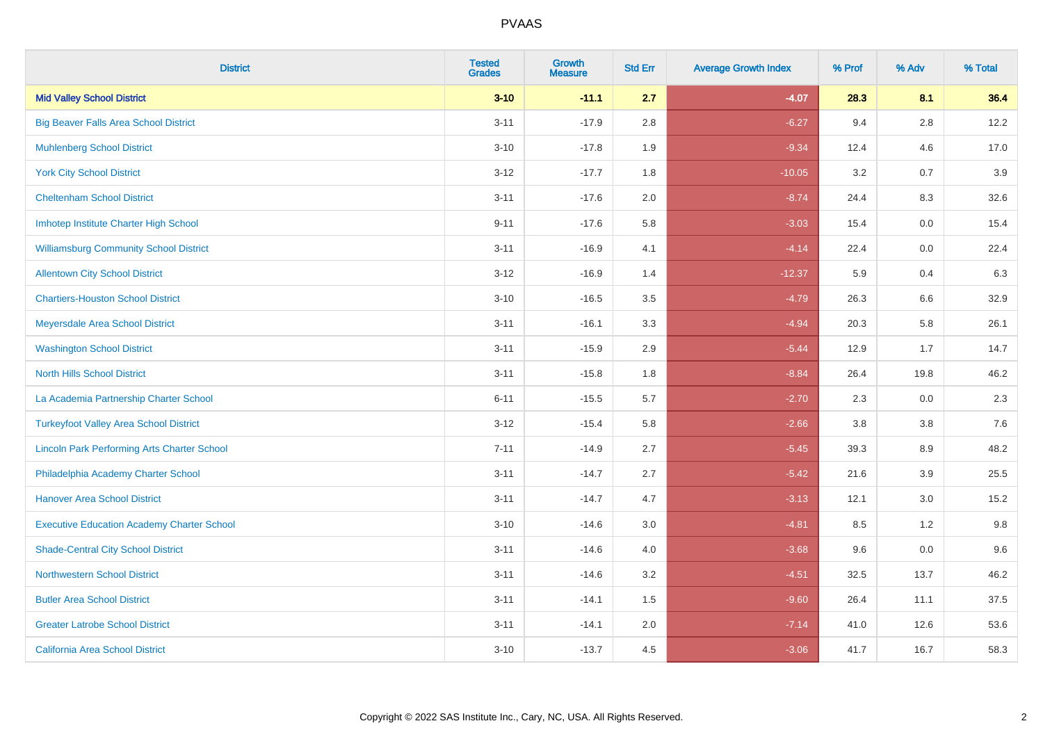# PVAAS

| District | Tested Grades | Growth Measure | Std Err | Average Growth Index | % Prof | % Adv | % Total |
|---|---|---|---|---|---|---|---|
| **Mid Valley School District** | **3-10** | **-11.1** | **2.7** | **-4.07** | **28.3** | **8.1** | **36.4** |
| Big Beaver Falls Area School District | 3-11 | -17.9 | 2.8 | -6.27 | 9.4 | 2.8 | 12.2 |
| Muhlenberg School District | 3-10 | -17.8 | 1.9 | -9.34 | 12.4 | 4.6 | 17.0 |
| York City School District | 3-12 | -17.7 | 1.8 | -10.05 | 3.2 | 0.7 | 3.9 |
| Cheltenham School District | 3-11 | -17.6 | 2.0 | -8.74 | 24.4 | 8.3 | 32.6 |
| Imhotep Institute Charter High School | 9-11 | -17.6 | 5.8 | -3.03 | 15.4 | 0.0 | 15.4 |
| Williamsburg Community School District | 3-11 | -16.9 | 4.1 | -4.14 | 22.4 | 0.0 | 22.4 |
| Allentown City School District | 3-12 | -16.9 | 1.4 | -12.37 | 5.9 | 0.4 | 6.3 |
| Chartiers-Houston School District | 3-10 | -16.5 | 3.5 | -4.79 | 26.3 | 6.6 | 32.9 |
| Meyersdale Area School District | 3-11 | -16.1 | 3.3 | -4.94 | 20.3 | 5.8 | 26.1 |
| Washington School District | 3-11 | -15.9 | 2.9 | -5.44 | 12.9 | 1.7 | 14.7 |
| North Hills School District | 3-11 | -15.8 | 1.8 | -8.84 | 26.4 | 19.8 | 46.2 |
| La Academia Partnership Charter School | 6-11 | -15.5 | 5.7 | -2.70 | 2.3 | 0.0 | 2.3 |
| Turkeyfoot Valley Area School District | 3-12 | -15.4 | 5.8 | -2.66 | 3.8 | 3.8 | 7.6 |
| Lincoln Park Performing Arts Charter School | 7-11 | -14.9 | 2.7 | -5.45 | 39.3 | 8.9 | 48.2 |
| Philadelphia Academy Charter School | 3-11 | -14.7 | 2.7 | -5.42 | 21.6 | 3.9 | 25.5 |
| Hanover Area School District | 3-11 | -14.7 | 4.7 | -3.13 | 12.1 | 3.0 | 15.2 |
| Executive Education Academy Charter School | 3-10 | -14.6 | 3.0 | -4.81 | 8.5 | 1.2 | 9.8 |
| Shade-Central City School District | 3-11 | -14.6 | 4.0 | -3.68 | 9.6 | 0.0 | 9.6 |
| Northwestern School District | 3-11 | -14.6 | 3.2 | -4.51 | 32.5 | 13.7 | 46.2 |
| Butler Area School District | 3-11 | -14.1 | 1.5 | -9.60 | 26.4 | 11.1 | 37.5 |
| Greater Latrobe School District | 3-11 | -14.1 | 2.0 | -7.14 | 41.0 | 12.6 | 53.6 |
| California Area School District | 3-10 | -13.7 | 4.5 | -3.06 | 41.7 | 16.7 | 58.3 |

Copyright © 2022 SAS Institute Inc., Cary, NC, USA. All Rights Reserved.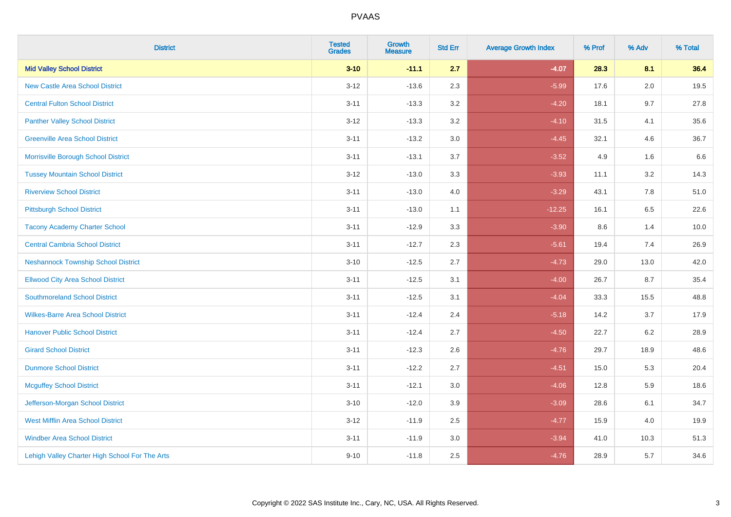# PVAAS

| District | Tested Grades | Growth Measure | Std Err | Average Growth Index | % Prof | % Adv | % Total |
|---|---|---|---|---|---|---|---|
| **Mid Valley School District** | **3-10** | **-11.1** | **2.7** | **-4.07** | **28.3** | **8.1** | **36.4** |
| New Castle Area School District | 3-12 | -13.6 | 2.3 | -5.99 | 17.6 | 2.0 | 19.5 |
| Central Fulton School District | 3-11 | -13.3 | 3.2 | -4.20 | 18.1 | 9.7 | 27.8 |
| Panther Valley School District | 3-12 | -13.3 | 3.2 | -4.10 | 31.5 | 4.1 | 35.6 |
| Greenville Area School District | 3-11 | -13.2 | 3.0 | -4.45 | 32.1 | 4.6 | 36.7 |
| Morrisville Borough School District | 3-11 | -13.1 | 3.7 | -3.52 | 4.9 | 1.6 | 6.6 |
| Tussey Mountain School District | 3-12 | -13.0 | 3.3 | -3.93 | 11.1 | 3.2 | 14.3 |
| Riverview School District | 3-11 | -13.0 | 4.0 | -3.29 | 43.1 | 7.8 | 51.0 |
| Pittsburgh School District | 3-11 | -13.0 | 1.1 | -12.25 | 16.1 | 6.5 | 22.6 |
| Tacony Academy Charter School | 3-11 | -12.9 | 3.3 | -3.90 | 8.6 | 1.4 | 10.0 |
| Central Cambria School District | 3-11 | -12.7 | 2.3 | -5.61 | 19.4 | 7.4 | 26.9 |
| Neshannock Township School District | 3-10 | -12.5 | 2.7 | -4.73 | 29.0 | 13.0 | 42.0 |
| Ellwood City Area School District | 3-11 | -12.5 | 3.1 | -4.00 | 26.7 | 8.7 | 35.4 |
| Southmoreland School District | 3-11 | -12.5 | 3.1 | -4.04 | 33.3 | 15.5 | 48.8 |
| Wilkes-Barre Area School District | 3-11 | -12.4 | 2.4 | -5.18 | 14.2 | 3.7 | 17.9 |
| Hanover Public School District | 3-11 | -12.4 | 2.7 | -4.50 | 22.7 | 6.2 | 28.9 |
| Girard School District | 3-11 | -12.3 | 2.6 | -4.76 | 29.7 | 18.9 | 48.6 |
| Dunmore School District | 3-11 | -12.2 | 2.7 | -4.51 | 15.0 | 5.3 | 20.4 |
| Mcguffey School District | 3-11 | -12.1 | 3.0 | -4.06 | 12.8 | 5.9 | 18.6 |
| Jefferson-Morgan School District | 3-10 | -12.0 | 3.9 | -3.09 | 28.6 | 6.1 | 34.7 |
| West Mifflin Area School District | 3-12 | -11.9 | 2.5 | -4.77 | 15.9 | 4.0 | 19.9 |
| Windber Area School District | 3-11 | -11.9 | 3.0 | -3.94 | 41.0 | 10.3 | 51.3 |
| Lehigh Valley Charter High School For The Arts | 9-10 | -11.8 | 2.5 | -4.76 | 28.9 | 5.7 | 34.6 |

Copyright © 2022 SAS Institute Inc., Cary, NC, USA. All Rights Reserved.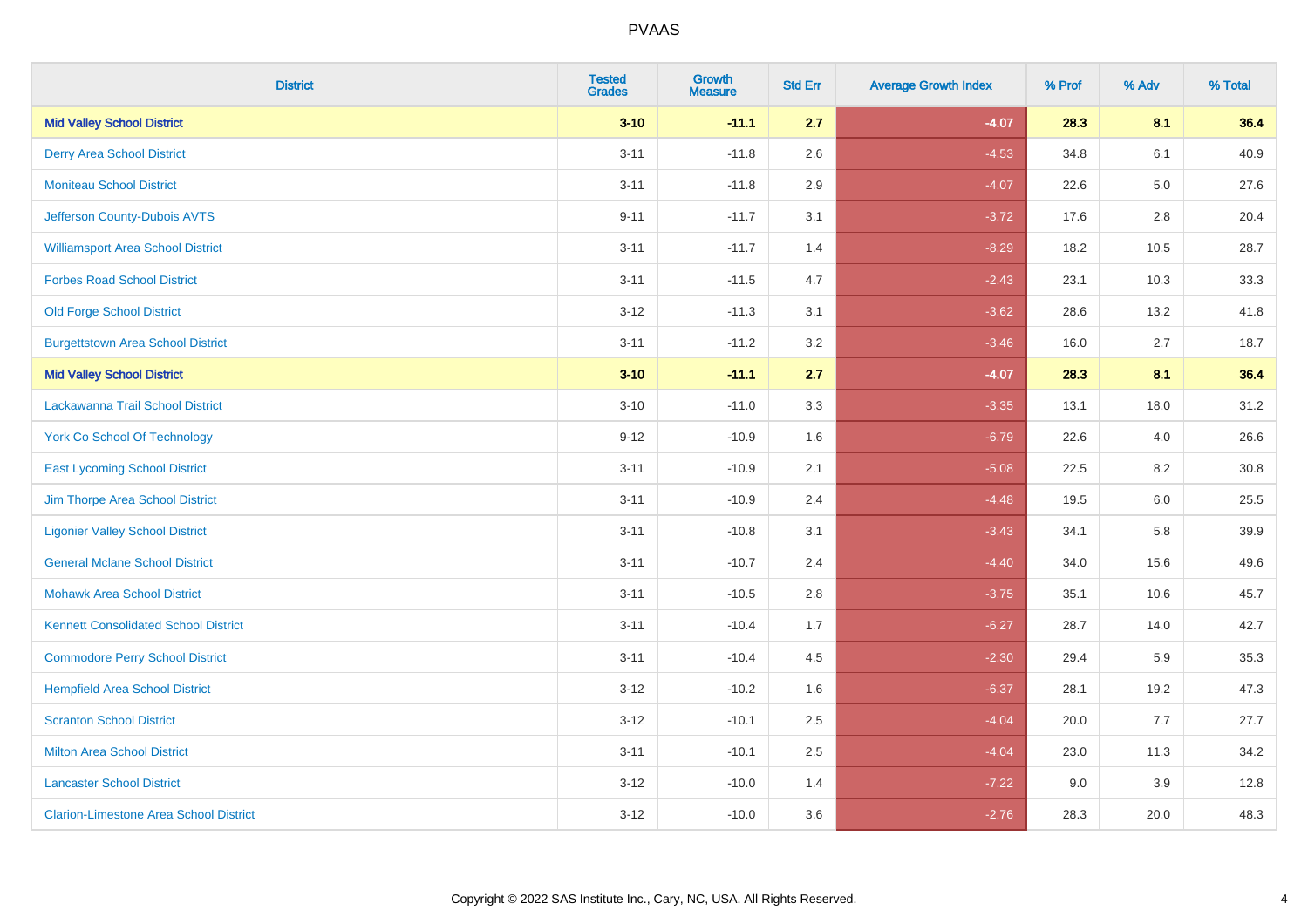# PVAAS

| District | Tested Grades | Growth Measure | Std Err | Average Growth Index | % Prof | % Adv | % Total |
|---|---|---|---|---|---|---|---|
| **Mid Valley School District** | **3-10** | **-11.1** | **2.7** | **-4.07** | **28.3** | **8.1** | **36.4** |
| Derry Area School District | 3-11 | -11.8 | 2.6 | -4.53 | 34.8 | 6.1 | 40.9 |
| Moniteau School District | 3-11 | -11.8 | 2.9 | -4.07 | 22.6 | 5.0 | 27.6 |
| Jefferson County-Dubois AVTS | 9-11 | -11.7 | 3.1 | -3.72 | 17.6 | 2.8 | 20.4 |
| Williamsport Area School District | 3-11 | -11.7 | 1.4 | -8.29 | 18.2 | 10.5 | 28.7 |
| Forbes Road School District | 3-11 | -11.5 | 4.7 | -2.43 | 23.1 | 10.3 | 33.3 |
| Old Forge School District | 3-12 | -11.3 | 3.1 | -3.62 | 28.6 | 13.2 | 41.8 |
| Burgettstown Area School District | 3-11 | -11.2 | 3.2 | -3.46 | 16.0 | 2.7 | 18.7 |
| **Mid Valley School District** | **3-10** | **-11.1** | **2.7** | **-4.07** | **28.3** | **8.1** | **36.4** |
| Lackawanna Trail School District | 3-10 | -11.0 | 3.3 | -3.35 | 13.1 | 18.0 | 31.2 |
| York Co School Of Technology | 9-12 | -10.9 | 1.6 | -6.79 | 22.6 | 4.0 | 26.6 |
| East Lycoming School District | 3-11 | -10.9 | 2.1 | -5.08 | 22.5 | 8.2 | 30.8 |
| Jim Thorpe Area School District | 3-11 | -10.9 | 2.4 | -4.48 | 19.5 | 6.0 | 25.5 |
| Ligonier Valley School District | 3-11 | -10.8 | 3.1 | -3.43 | 34.1 | 5.8 | 39.9 |
| General Mclane School District | 3-11 | -10.7 | 2.4 | -4.40 | 34.0 | 15.6 | 49.6 |
| Mohawk Area School District | 3-11 | -10.5 | 2.8 | -3.75 | 35.1 | 10.6 | 45.7 |
| Kennett Consolidated School District | 3-11 | -10.4 | 1.7 | -6.27 | 28.7 | 14.0 | 42.7 |
| Commodore Perry School District | 3-11 | -10.4 | 4.5 | -2.30 | 29.4 | 5.9 | 35.3 |
| Hempfield Area School District | 3-12 | -10.2 | 1.6 | -6.37 | 28.1 | 19.2 | 47.3 |
| Scranton School District | 3-12 | -10.1 | 2.5 | -4.04 | 20.0 | 7.7 | 27.7 |
| Milton Area School District | 3-11 | -10.1 | 2.5 | -4.04 | 23.0 | 11.3 | 34.2 |
| Lancaster School District | 3-12 | -10.0 | 1.4 | -7.22 | 9.0 | 3.9 | 12.8 |
| Clarion-Limestone Area School District | 3-12 | -10.0 | 3.6 | -2.76 | 28.3 | 20.0 | 48.3 |

Copyright © 2022 SAS Institute Inc., Cary, NC, USA. All Rights Reserved.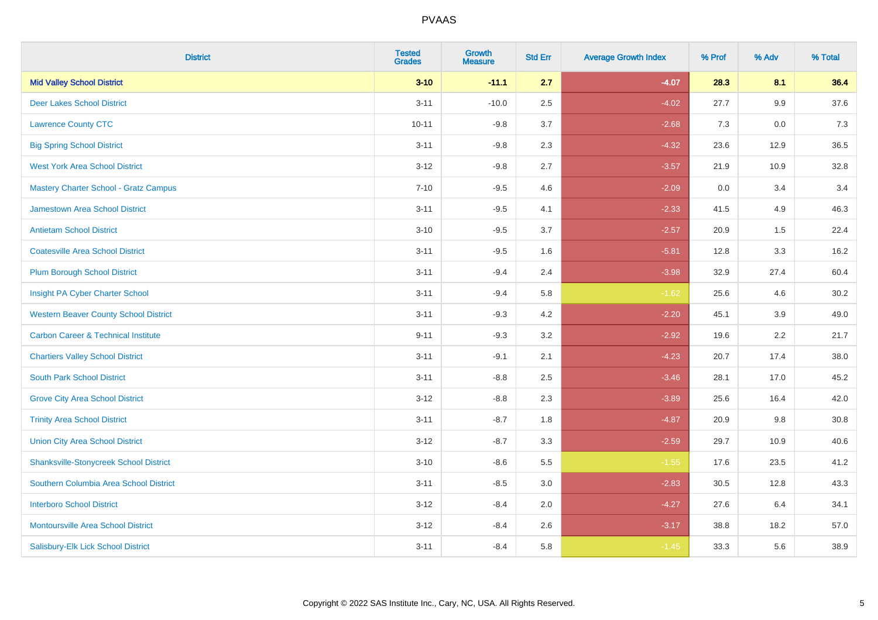# PVAAS

| District | Tested Grades | Growth Measure | Std Err | Average Growth Index | % Prof | % Adv | % Total |
|---|---|---|---|---|---|---|---|
| **Mid Valley School District** | **3-10** | **-11.1** | **2.7** | **-4.07** | **28.3** | **8.1** | **36.4** |
| Deer Lakes School District | 3-11 | -10.0 | 2.5 | -4.02 | 27.7 | 9.9 | 37.6 |
| Lawrence County CTC | 10-11 | -9.8 | 3.7 | -2.68 | 7.3 | 0.0 | 7.3 |
| Big Spring School District | 3-11 | -9.8 | 2.3 | -4.32 | 23.6 | 12.9 | 36.5 |
| West York Area School District | 3-12 | -9.8 | 2.7 | -3.57 | 21.9 | 10.9 | 32.8 |
| Mastery Charter School - Gratz Campus | 7-10 | -9.5 | 4.6 | -2.09 | 0.0 | 3.4 | 3.4 |
| Jamestown Area School District | 3-11 | -9.5 | 4.1 | -2.33 | 41.5 | 4.9 | 46.3 |
| Antietam School District | 3-10 | -9.5 | 3.7 | -2.57 | 20.9 | 1.5 | 22.4 |
| Coatesville Area School District | 3-11 | -9.5 | 1.6 | -5.81 | 12.8 | 3.3 | 16.2 |
| Plum Borough School District | 3-11 | -9.4 | 2.4 | -3.98 | 32.9 | 27.4 | 60.4 |
| Insight PA Cyber Charter School | 3-11 | -9.4 | 5.8 | -1.62 | 25.6 | 4.6 | 30.2 |
| Western Beaver County School District | 3-11 | -9.3 | 4.2 | -2.20 | 45.1 | 3.9 | 49.0 |
| Carbon Career & Technical Institute | 9-11 | -9.3 | 3.2 | -2.92 | 19.6 | 2.2 | 21.7 |
| Chartiers Valley School District | 3-11 | -9.1 | 2.1 | -4.23 | 20.7 | 17.4 | 38.0 |
| South Park School District | 3-11 | -8.8 | 2.5 | -3.46 | 28.1 | 17.0 | 45.2 |
| Grove City Area School District | 3-12 | -8.8 | 2.3 | -3.89 | 25.6 | 16.4 | 42.0 |
| Trinity Area School District | 3-11 | -8.7 | 1.8 | -4.87 | 20.9 | 9.8 | 30.8 |
| Union City Area School District | 3-12 | -8.7 | 3.3 | -2.59 | 29.7 | 10.9 | 40.6 |
| Shanksville-Stonycreek School District | 3-10 | -8.6 | 5.5 | -1.55 | 17.6 | 23.5 | 41.2 |
| Southern Columbia Area School District | 3-11 | -8.5 | 3.0 | -2.83 | 30.5 | 12.8 | 43.3 |
| Interboro School District | 3-12 | -8.4 | 2.0 | -4.27 | 27.6 | 6.4 | 34.1 |
| Montoursville Area School District | 3-12 | -8.4 | 2.6 | -3.17 | 38.8 | 18.2 | 57.0 |
| Salisbury-Elk Lick School District | 3-11 | -8.4 | 5.8 | -1.45 | 33.3 | 5.6 | 38.9 |

Copyright © 2022 SAS Institute Inc., Cary, NC, USA. All Rights Reserved.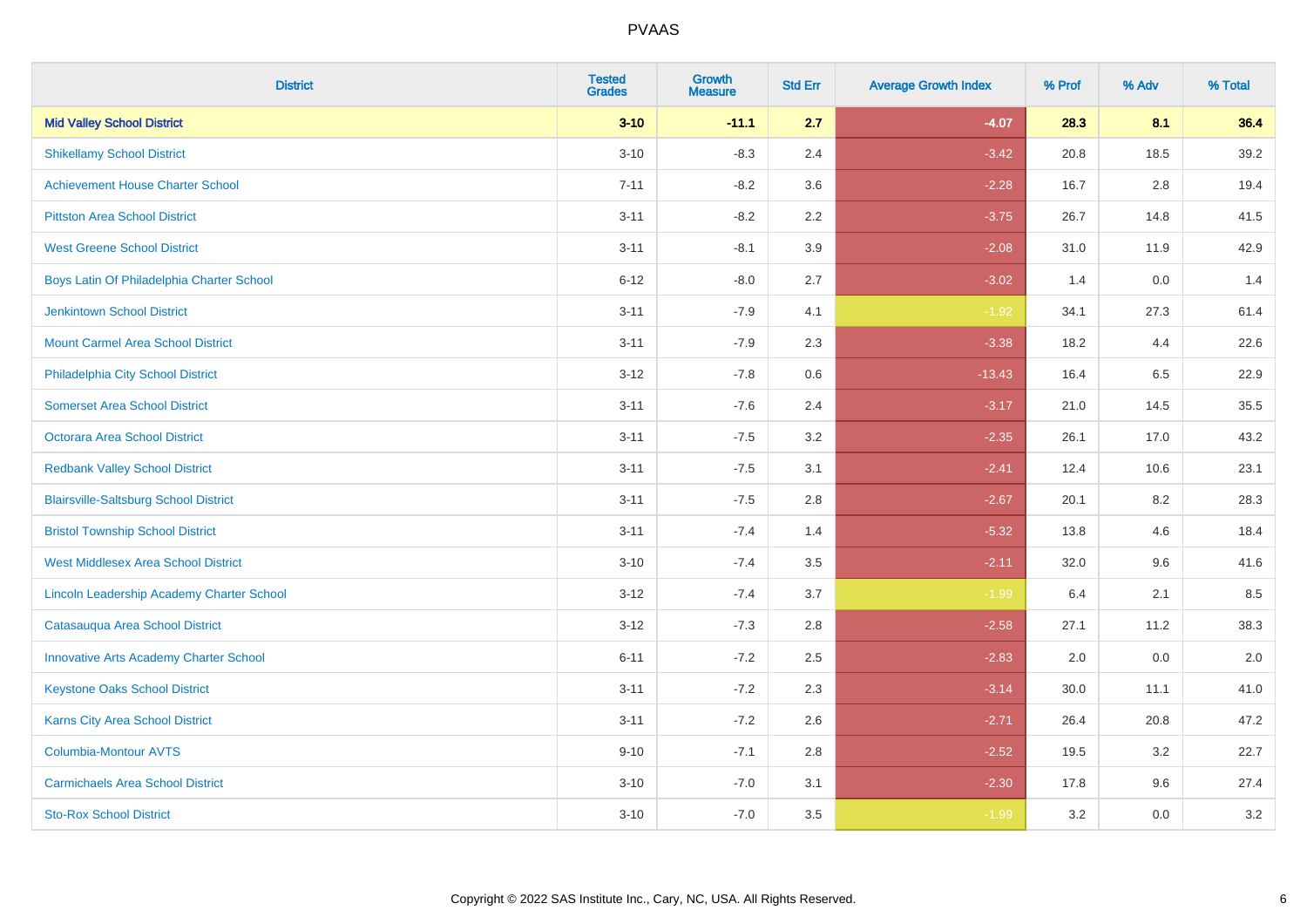| District | Tested Grades | Growth Measure | Std Err | Average Growth Index | % Prof | % Adv | % Total |
|---|---|---|---|---|---|---|---|
| **Mid Valley School District** | **3-10** | **-11.1** | **2.7** | **-4.07** | **28.3** | **8.1** | **36.4** |
| Shikellamy School District | 3-10 | -8.3 | 2.4 | -3.42 | 20.8 | 18.5 | 39.2 |
| Achievement House Charter School | 7-11 | -8.2 | 3.6 | -2.28 | 16.7 | 2.8 | 19.4 |
| Pittston Area School District | 3-11 | -8.2 | 2.2 | -3.75 | 26.7 | 14.8 | 41.5 |
| West Greene School District | 3-11 | -8.1 | 3.9 | -2.08 | 31.0 | 11.9 | 42.9 |
| Boys Latin Of Philadelphia Charter School | 6-12 | -8.0 | 2.7 | -3.02 | 1.4 | 0.0 | 1.4 |
| Jenkintown School District | 3-11 | -7.9 | 4.1 | -1.92 | 34.1 | 27.3 | 61.4 |
| Mount Carmel Area School District | 3-11 | -7.9 | 2.3 | -3.38 | 18.2 | 4.4 | 22.6 |
| Philadelphia City School District | 3-12 | -7.8 | 0.6 | -13.43 | 16.4 | 6.5 | 22.9 |
| Somerset Area School District | 3-11 | -7.6 | 2.4 | -3.17 | 21.0 | 14.5 | 35.5 |
| Octorara Area School District | 3-11 | -7.5 | 3.2 | -2.35 | 26.1 | 17.0 | 43.2 |
| Redbank Valley School District | 3-11 | -7.5 | 3.1 | -2.41 | 12.4 | 10.6 | 23.1 |
| Blairsville-Saltsburg School District | 3-11 | -7.5 | 2.8 | -2.67 | 20.1 | 8.2 | 28.3 |
| Bristol Township School District | 3-11 | -7.4 | 1.4 | -5.32 | 13.8 | 4.6 | 18.4 |
| West Middlesex Area School District | 3-10 | -7.4 | 3.5 | -2.11 | 32.0 | 9.6 | 41.6 |
| Lincoln Leadership Academy Charter School | 3-12 | -7.4 | 3.7 | -1.99 | 6.4 | 2.1 | 8.5 |
| Catasauqua Area School District | 3-12 | -7.3 | 2.8 | -2.58 | 27.1 | 11.2 | 38.3 |
| Innovative Arts Academy Charter School | 6-11 | -7.2 | 2.5 | -2.83 | 2.0 | 0.0 | 2.0 |
| Keystone Oaks School District | 3-11 | -7.2 | 2.3 | -3.14 | 30.0 | 11.1 | 41.0 |
| Karns City Area School District | 3-11 | -7.2 | 2.6 | -2.71 | 26.4 | 20.8 | 47.2 |
| Columbia-Montour AVTS | 9-10 | -7.1 | 2.8 | -2.52 | 19.5 | 3.2 | 22.7 |
| Carmichaels Area School District | 3-10 | -7.0 | 3.1 | -2.30 | 17.8 | 9.6 | 27.4 |
| Sto-Rox School District | 3-10 | -7.0 | 3.5 | -1.99 | 3.2 | 0.0 | 3.2 |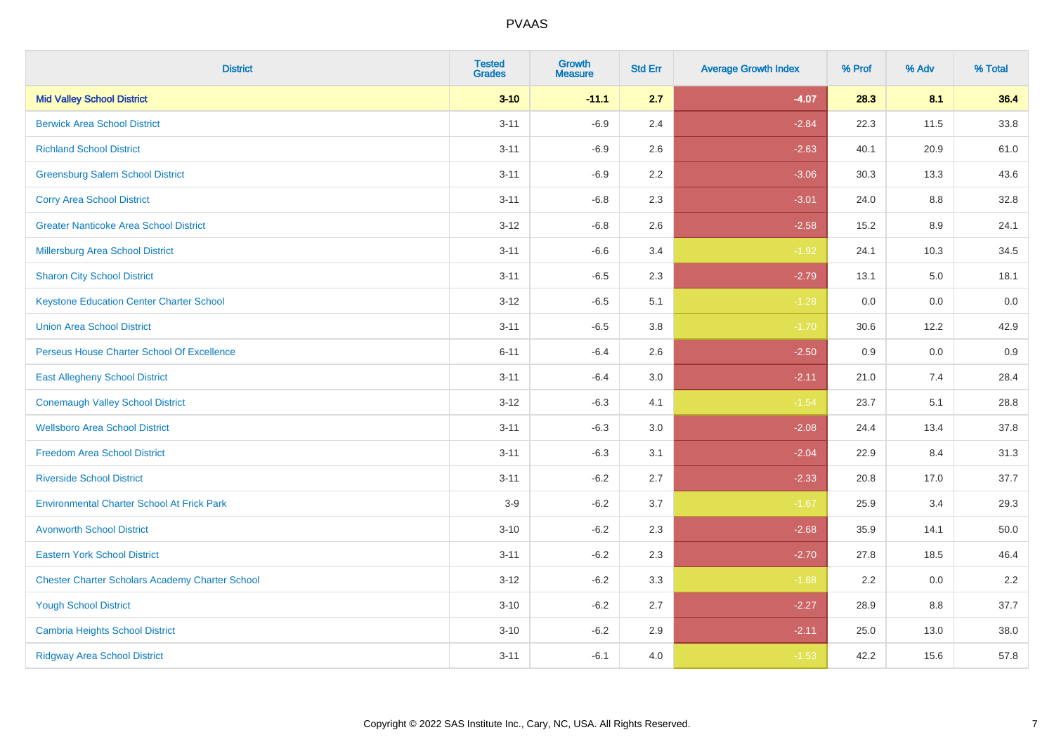| District | Tested Grades | Growth Measure | Std Err | Average Growth Index | % Prof | % Adv | % Total |
|---|---|---|---|---|---|---|---|
| **Mid Valley School District** | **3-10** | **-11.1** | **2.7** | **-4.07** | **28.3** | **8.1** | **36.4** |
| Berwick Area School District | 3-11 | -6.9 | 2.4 | -2.84 | 22.3 | 11.5 | 33.8 |
| Richland School District | 3-11 | -6.9 | 2.6 | -2.63 | 40.1 | 20.9 | 61.0 |
| Greensburg Salem School District | 3-11 | -6.9 | 2.2 | -3.06 | 30.3 | 13.3 | 43.6 |
| Corry Area School District | 3-11 | -6.8 | 2.3 | -3.01 | 24.0 | 8.8 | 32.8 |
| Greater Nanticoke Area School District | 3-12 | -6.8 | 2.6 | -2.58 | 15.2 | 8.9 | 24.1 |
| Millersburg Area School District | 3-11 | -6.6 | 3.4 | -1.92 | 24.1 | 10.3 | 34.5 |
| Sharon City School District | 3-11 | -6.5 | 2.3 | -2.79 | 13.1 | 5.0 | 18.1 |
| Keystone Education Center Charter School | 3-12 | -6.5 | 5.1 | -1.28 | 0.0 | 0.0 | 0.0 |
| Union Area School District | 3-11 | -6.5 | 3.8 | -1.70 | 30.6 | 12.2 | 42.9 |
| Perseus House Charter School Of Excellence | 6-11 | -6.4 | 2.6 | -2.50 | 0.9 | 0.0 | 0.9 |
| East Allegheny School District | 3-11 | -6.4 | 3.0 | -2.11 | 21.0 | 7.4 | 28.4 |
| Conemaugh Valley School District | 3-12 | -6.3 | 4.1 | -1.54 | 23.7 | 5.1 | 28.8 |
| Wellsboro Area School District | 3-11 | -6.3 | 3.0 | -2.08 | 24.4 | 13.4 | 37.8 |
| Freedom Area School District | 3-11 | -6.3 | 3.1 | -2.04 | 22.9 | 8.4 | 31.3 |
| Riverside School District | 3-11 | -6.2 | 2.7 | -2.33 | 20.8 | 17.0 | 37.7 |
| Environmental Charter School At Frick Park | 3-9 | -6.2 | 3.7 | -1.67 | 25.9 | 3.4 | 29.3 |
| Avonworth School District | 3-10 | -6.2 | 2.3 | -2.68 | 35.9 | 14.1 | 50.0 |
| Eastern York School District | 3-11 | -6.2 | 2.3 | -2.70 | 27.8 | 18.5 | 46.4 |
| Chester Charter Scholars Academy Charter School | 3-12 | -6.2 | 3.3 | -1.88 | 2.2 | 0.0 | 2.2 |
| Yough School District | 3-10 | -6.2 | 2.7 | -2.27 | 28.9 | 8.8 | 37.7 |
| Cambria Heights School District | 3-10 | -6.2 | 2.9 | -2.11 | 25.0 | 13.0 | 38.0 |
| Ridgway Area School District | 3-11 | -6.1 | 4.0 | -1.53 | 42.2 | 15.6 | 57.8 |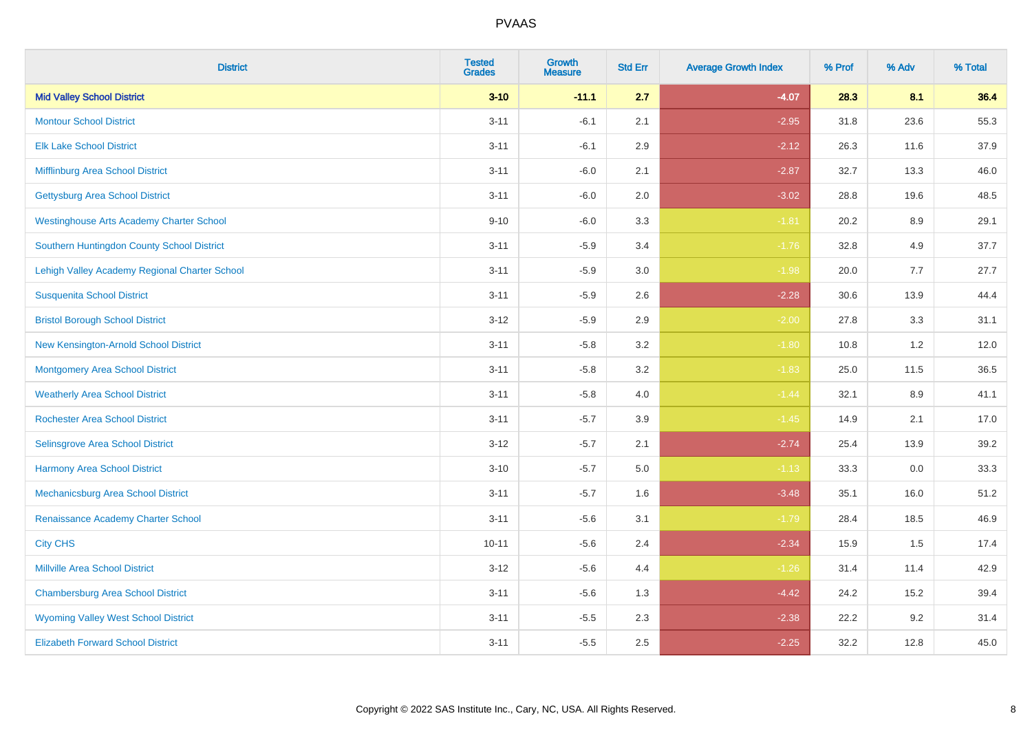| District | Tested Grades | Growth Measure | Std Err | Average Growth Index | % Prof | % Adv | % Total |
|---|---|---|---|---|---|---|---|
| **Mid Valley School District** | **3-10** | **-11.1** | **2.7** | **-4.07** | **28.3** | **8.1** | **36.4** |
| Montour School District | 3-11 | -6.1 | 2.1 | -2.95 | 31.8 | 23.6 | 55.3 |
| Elk Lake School District | 3-11 | -6.1 | 2.9 | -2.12 | 26.3 | 11.6 | 37.9 |
| Mifflinburg Area School District | 3-11 | -6.0 | 2.1 | -2.87 | 32.7 | 13.3 | 46.0 |
| Gettysburg Area School District | 3-11 | -6.0 | 2.0 | -3.02 | 28.8 | 19.6 | 48.5 |
| Westinghouse Arts Academy Charter School | 9-10 | -6.0 | 3.3 | -1.81 | 20.2 | 8.9 | 29.1 |
| Southern Huntingdon County School District | 3-11 | -5.9 | 3.4 | -1.76 | 32.8 | 4.9 | 37.7 |
| Lehigh Valley Academy Regional Charter School | 3-11 | -5.9 | 3.0 | -1.98 | 20.0 | 7.7 | 27.7 |
| Susquenita School District | 3-11 | -5.9 | 2.6 | -2.28 | 30.6 | 13.9 | 44.4 |
| Bristol Borough School District | 3-12 | -5.9 | 2.9 | -2.00 | 27.8 | 3.3 | 31.1 |
| New Kensington-Arnold School District | 3-11 | -5.8 | 3.2 | -1.80 | 10.8 | 1.2 | 12.0 |
| Montgomery Area School District | 3-11 | -5.8 | 3.2 | -1.83 | 25.0 | 11.5 | 36.5 |
| Weatherly Area School District | 3-11 | -5.8 | 4.0 | -1.44 | 32.1 | 8.9 | 41.1 |
| Rochester Area School District | 3-11 | -5.7 | 3.9 | -1.45 | 14.9 | 2.1 | 17.0 |
| Selinsgrove Area School District | 3-12 | -5.7 | 2.1 | -2.74 | 25.4 | 13.9 | 39.2 |
| Harmony Area School District | 3-10 | -5.7 | 5.0 | -1.13 | 33.3 | 0.0 | 33.3 |
| Mechanicsburg Area School District | 3-11 | -5.7 | 1.6 | -3.48 | 35.1 | 16.0 | 51.2 |
| Renaissance Academy Charter School | 3-11 | -5.6 | 3.1 | -1.79 | 28.4 | 18.5 | 46.9 |
| City CHS | 10-11 | -5.6 | 2.4 | -2.34 | 15.9 | 1.5 | 17.4 |
| Millville Area School District | 3-12 | -5.6 | 4.4 | -1.26 | 31.4 | 11.4 | 42.9 |
| Chambersburg Area School District | 3-11 | -5.6 | 1.3 | -4.42 | 24.2 | 15.2 | 39.4 |
| Wyoming Valley West School District | 3-11 | -5.5 | 2.3 | -2.38 | 22.2 | 9.2 | 31.4 |
| Elizabeth Forward School District | 3-11 | -5.5 | 2.5 | -2.25 | 32.2 | 12.8 | 45.0 |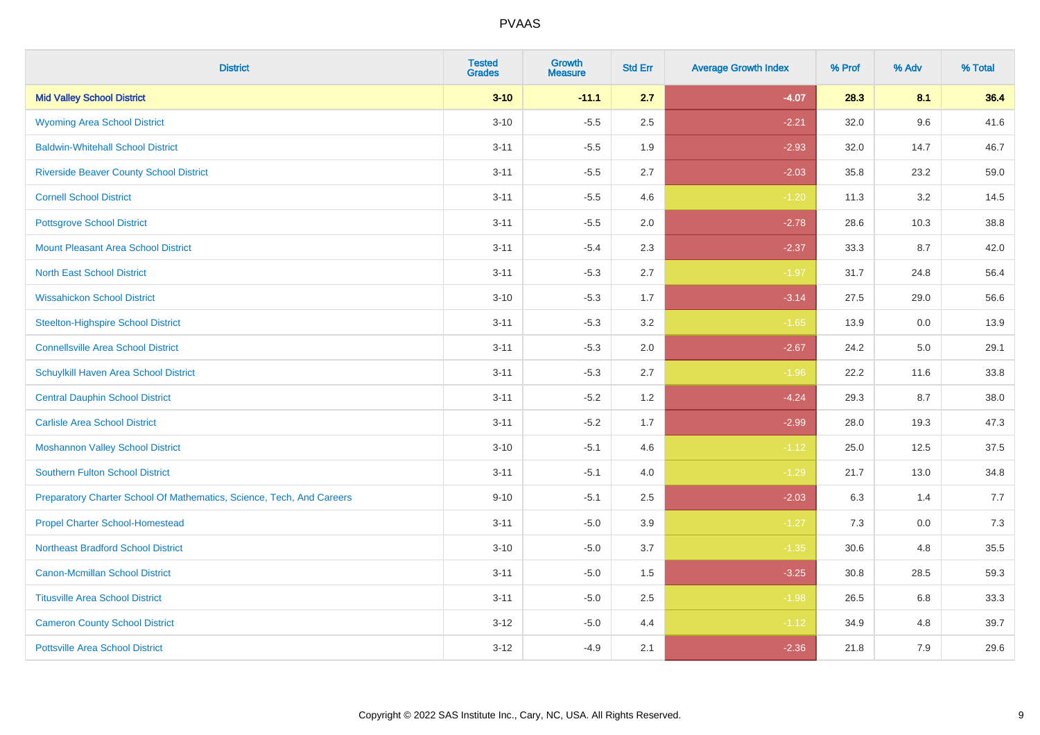| District | Tested Grades | Growth Measure | Std Err | Average Growth Index | % Prof | % Adv | % Total |
|---|---|---|---|---|---|---|---|
| **Mid Valley School District** | **3-10** | **-11.1** | **2.7** | **-4.07** | **28.3** | **8.1** | **36.4** |
| Wyoming Area School District | 3-10 | -5.5 | 2.5 | -2.21 | 32.0 | 9.6 | 41.6 |
| Baldwin-Whitehall School District | 3-11 | -5.5 | 1.9 | -2.93 | 32.0 | 14.7 | 46.7 |
| Riverside Beaver County School District | 3-11 | -5.5 | 2.7 | -2.03 | 35.8 | 23.2 | 59.0 |
| Cornell School District | 3-11 | -5.5 | 4.6 | -1.20 | 11.3 | 3.2 | 14.5 |
| Pottsgrove School District | 3-11 | -5.5 | 2.0 | -2.78 | 28.6 | 10.3 | 38.8 |
| Mount Pleasant Area School District | 3-11 | -5.4 | 2.3 | -2.37 | 33.3 | 8.7 | 42.0 |
| North East School District | 3-11 | -5.3 | 2.7 | -1.97 | 31.7 | 24.8 | 56.4 |
| Wissahickon School District | 3-10 | -5.3 | 1.7 | -3.14 | 27.5 | 29.0 | 56.6 |
| Steelton-Highspire School District | 3-11 | -5.3 | 3.2 | -1.65 | 13.9 | 0.0 | 13.9 |
| Connellsville Area School District | 3-11 | -5.3 | 2.0 | -2.67 | 24.2 | 5.0 | 29.1 |
| Schuylkill Haven Area School District | 3-11 | -5.3 | 2.7 | -1.96 | 22.2 | 11.6 | 33.8 |
| Central Dauphin School District | 3-11 | -5.2 | 1.2 | -4.24 | 29.3 | 8.7 | 38.0 |
| Carlisle Area School District | 3-11 | -5.2 | 1.7 | -2.99 | 28.0 | 19.3 | 47.3 |
| Moshannon Valley School District | 3-10 | -5.1 | 4.6 | -1.12 | 25.0 | 12.5 | 37.5 |
| Southern Fulton School District | 3-11 | -5.1 | 4.0 | -1.29 | 21.7 | 13.0 | 34.8 |
| Preparatory Charter School Of Mathematics, Science, Tech, And Careers | 9-10 | -5.1 | 2.5 | -2.03 | 6.3 | 1.4 | 7.7 |
| Propel Charter School-Homestead | 3-11 | -5.0 | 3.9 | -1.27 | 7.3 | 0.0 | 7.3 |
| Northeast Bradford School District | 3-10 | -5.0 | 3.7 | -1.35 | 30.6 | 4.8 | 35.5 |
| Canon-Mcmillan School District | 3-11 | -5.0 | 1.5 | -3.25 | 30.8 | 28.5 | 59.3 |
| Titusville Area School District | 3-11 | -5.0 | 2.5 | -1.98 | 26.5 | 6.8 | 33.3 |
| Cameron County School District | 3-12 | -5.0 | 4.4 | -1.12 | 34.9 | 4.8 | 39.7 |
| Pottsville Area School District | 3-12 | -4.9 | 2.1 | -2.36 | 21.8 | 7.9 | 29.6 |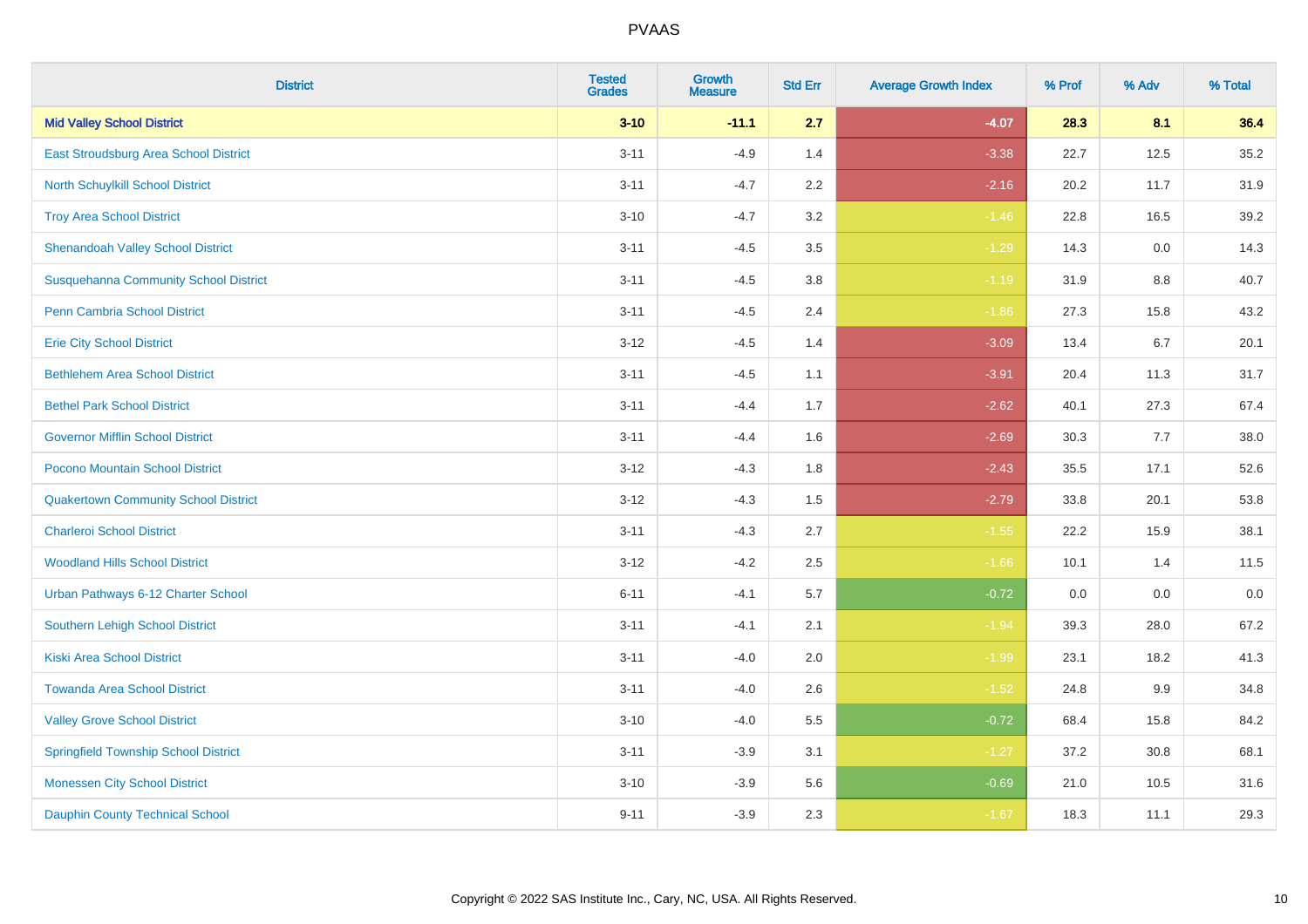# PVAAS

| District | Tested Grades | Growth Measure | Std Err | Average Growth Index | % Prof | % Adv | % Total |
|---|---|---|---|---|---|---|---|
| **Mid Valley School District** | **3-10** | **-11.1** | **2.7** | **-4.07** | **28.3** | **8.1** | **36.4** |
| East Stroudsburg Area School District | 3-11 | -4.9 | 1.4 | -3.38 | 22.7 | 12.5 | 35.2 |
| North Schuylkill School District | 3-11 | -4.7 | 2.2 | -2.16 | 20.2 | 11.7 | 31.9 |
| Troy Area School District | 3-10 | -4.7 | 3.2 | -1.46 | 22.8 | 16.5 | 39.2 |
| Shenandoah Valley School District | 3-11 | -4.5 | 3.5 | -1.29 | 14.3 | 0.0 | 14.3 |
| Susquehanna Community School District | 3-11 | -4.5 | 3.8 | -1.19 | 31.9 | 8.8 | 40.7 |
| Penn Cambria School District | 3-11 | -4.5 | 2.4 | -1.86 | 27.3 | 15.8 | 43.2 |
| Erie City School District | 3-12 | -4.5 | 1.4 | -3.09 | 13.4 | 6.7 | 20.1 |
| Bethlehem Area School District | 3-11 | -4.5 | 1.1 | -3.91 | 20.4 | 11.3 | 31.7 |
| Bethel Park School District | 3-11 | -4.4 | 1.7 | -2.62 | 40.1 | 27.3 | 67.4 |
| Governor Mifflin School District | 3-11 | -4.4 | 1.6 | -2.69 | 30.3 | 7.7 | 38.0 |
| Pocono Mountain School District | 3-12 | -4.3 | 1.8 | -2.43 | 35.5 | 17.1 | 52.6 |
| Quakertown Community School District | 3-12 | -4.3 | 1.5 | -2.79 | 33.8 | 20.1 | 53.8 |
| Charleroi School District | 3-11 | -4.3 | 2.7 | -1.55 | 22.2 | 15.9 | 38.1 |
| Woodland Hills School District | 3-12 | -4.2 | 2.5 | -1.66 | 10.1 | 1.4 | 11.5 |
| Urban Pathways 6-12 Charter School | 6-11 | -4.1 | 5.7 | -0.72 | 0.0 | 0.0 | 0.0 |
| Southern Lehigh School District | 3-11 | -4.1 | 2.1 | -1.94 | 39.3 | 28.0 | 67.2 |
| Kiski Area School District | 3-11 | -4.0 | 2.0 | -1.99 | 23.1 | 18.2 | 41.3 |
| Towanda Area School District | 3-11 | -4.0 | 2.6 | -1.52 | 24.8 | 9.9 | 34.8 |
| Valley Grove School District | 3-10 | -4.0 | 5.5 | -0.72 | 68.4 | 15.8 | 84.2 |
| Springfield Township School District | 3-11 | -3.9 | 3.1 | -1.27 | 37.2 | 30.8 | 68.1 |
| Monessen City School District | 3-10 | -3.9 | 5.6 | -0.69 | 21.0 | 10.5 | 31.6 |
| Dauphin County Technical School | 9-11 | -3.9 | 2.3 | -1.67 | 18.3 | 11.1 | 29.3 |

Copyright © 2022 SAS Institute Inc., Cary, NC, USA. All Rights Reserved.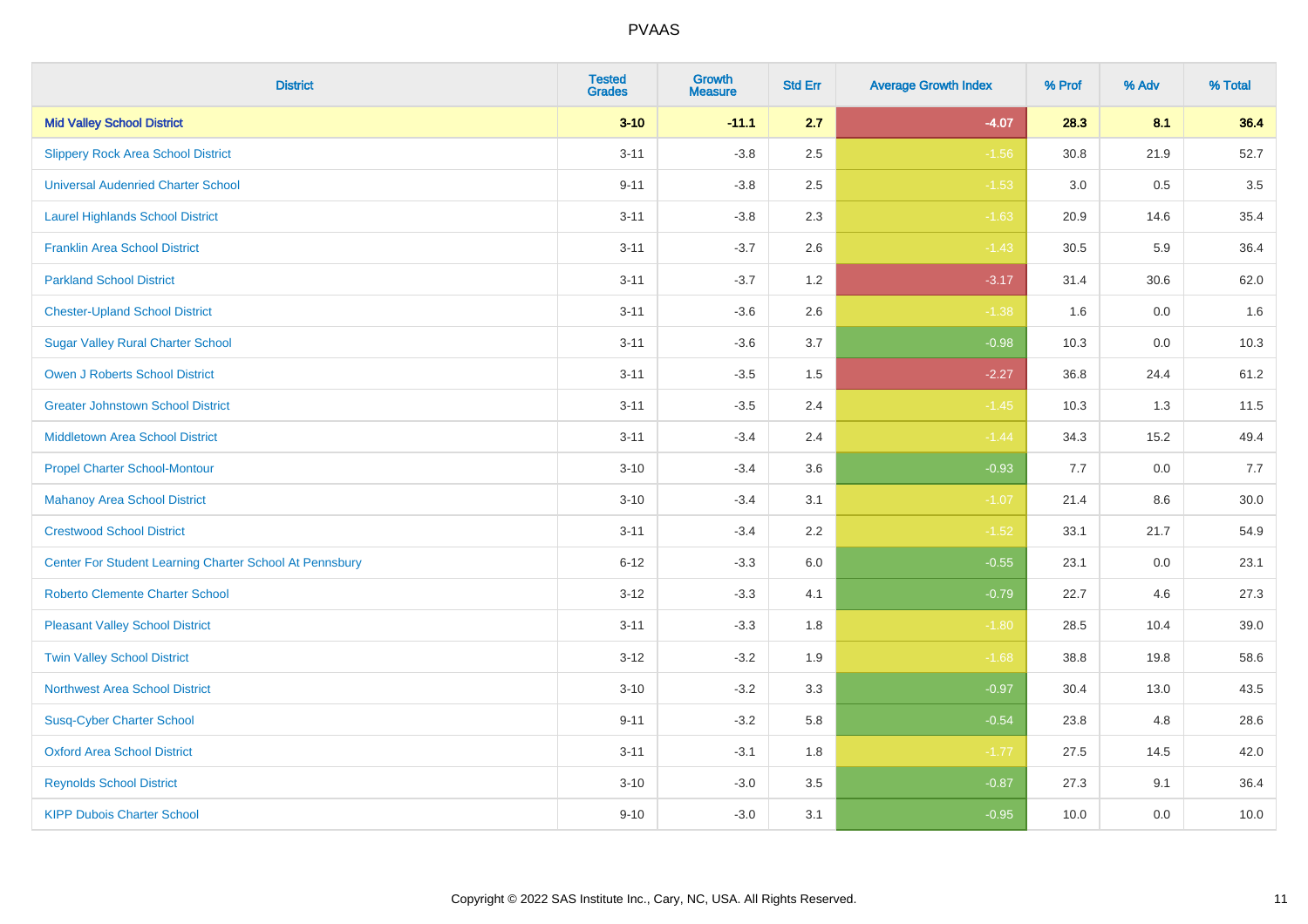| District | Tested Grades | Growth Measure | Std Err | Average Growth Index | % Prof | % Adv | % Total |
|---|---|---|---|---|---|---|---|
| **Mid Valley School District** | **3-10** | **-11.1** | **2.7** | **-4.07** | **28.3** | **8.1** | **36.4** |
| Slippery Rock Area School District | 3-11 | -3.8 | 2.5 | -1.56 | 30.8 | 21.9 | 52.7 |
| Universal Audenried Charter School | 9-11 | -3.8 | 2.5 | -1.53 | 3.0 | 0.5 | 3.5 |
| Laurel Highlands School District | 3-11 | -3.8 | 2.3 | -1.63 | 20.9 | 14.6 | 35.4 |
| Franklin Area School District | 3-11 | -3.7 | 2.6 | -1.43 | 30.5 | 5.9 | 36.4 |
| Parkland School District | 3-11 | -3.7 | 1.2 | -3.17 | 31.4 | 30.6 | 62.0 |
| Chester-Upland School District | 3-11 | -3.6 | 2.6 | -1.38 | 1.6 | 0.0 | 1.6 |
| Sugar Valley Rural Charter School | 3-11 | -3.6 | 3.7 | -0.98 | 10.3 | 0.0 | 10.3 |
| Owen J Roberts School District | 3-11 | -3.5 | 1.5 | -2.27 | 36.8 | 24.4 | 61.2 |
| Greater Johnstown School District | 3-11 | -3.5 | 2.4 | -1.45 | 10.3 | 1.3 | 11.5 |
| Middletown Area School District | 3-11 | -3.4 | 2.4 | -1.44 | 34.3 | 15.2 | 49.4 |
| Propel Charter School-Montour | 3-10 | -3.4 | 3.6 | -0.93 | 7.7 | 0.0 | 7.7 |
| Mahanoy Area School District | 3-10 | -3.4 | 3.1 | -1.07 | 21.4 | 8.6 | 30.0 |
| Crestwood School District | 3-11 | -3.4 | 2.2 | -1.52 | 33.1 | 21.7 | 54.9 |
| Center For Student Learning Charter School At Pennsbury | 6-12 | -3.3 | 6.0 | -0.55 | 23.1 | 0.0 | 23.1 |
| Roberto Clemente Charter School | 3-12 | -3.3 | 4.1 | -0.79 | 22.7 | 4.6 | 27.3 |
| Pleasant Valley School District | 3-11 | -3.3 | 1.8 | -1.80 | 28.5 | 10.4 | 39.0 |
| Twin Valley School District | 3-12 | -3.2 | 1.9 | -1.68 | 38.8 | 19.8 | 58.6 |
| Northwest Area School District | 3-10 | -3.2 | 3.3 | -0.97 | 30.4 | 13.0 | 43.5 |
| Susq-Cyber Charter School | 9-11 | -3.2 | 5.8 | -0.54 | 23.8 | 4.8 | 28.6 |
| Oxford Area School District | 3-11 | -3.1 | 1.8 | -1.77 | 27.5 | 14.5 | 42.0 |
| Reynolds School District | 3-10 | -3.0 | 3.5 | -0.87 | 27.3 | 9.1 | 36.4 |
| KIPP Dubois Charter School | 9-10 | -3.0 | 3.1 | -0.95 | 10.0 | 0.0 | 10.0 |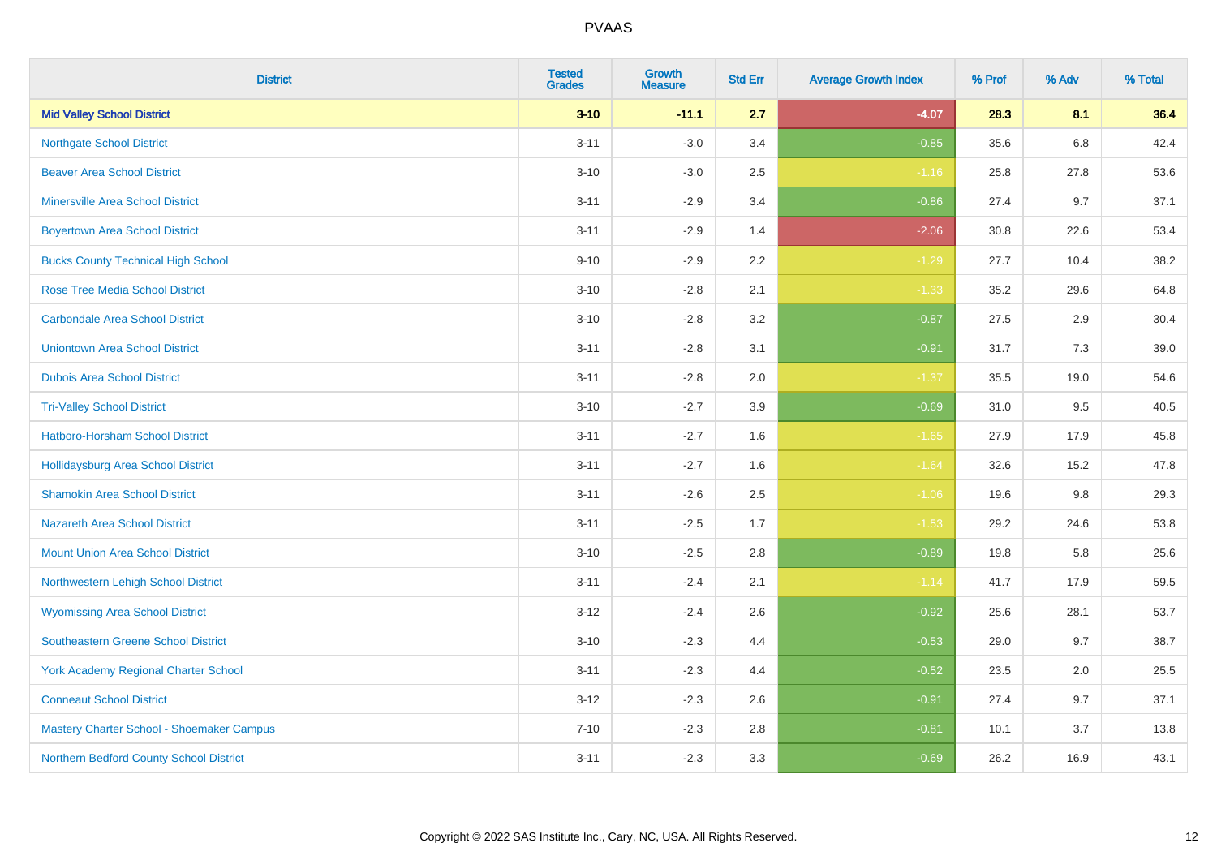| District | Tested Grades | Growth Measure | Std Err | Average Growth Index | % Prof | % Adv | % Total |
|---|---|---|---|---|---|---|---|
| **Mid Valley School District** | **3-10** | **-11.1** | **2.7** | **-4.07** | **28.3** | **8.1** | **36.4** |
| Northgate School District | 3-11 | -3.0 | 3.4 | -0.85 | 35.6 | 6.8 | 42.4 |
| Beaver Area School District | 3-10 | -3.0 | 2.5 | -1.16 | 25.8 | 27.8 | 53.6 |
| Minersville Area School District | 3-11 | -2.9 | 3.4 | -0.86 | 27.4 | 9.7 | 37.1 |
| Boyertown Area School District | 3-11 | -2.9 | 1.4 | -2.06 | 30.8 | 22.6 | 53.4 |
| Bucks County Technical High School | 9-10 | -2.9 | 2.2 | -1.29 | 27.7 | 10.4 | 38.2 |
| Rose Tree Media School District | 3-10 | -2.8 | 2.1 | -1.33 | 35.2 | 29.6 | 64.8 |
| Carbondale Area School District | 3-10 | -2.8 | 3.2 | -0.87 | 27.5 | 2.9 | 30.4 |
| Uniontown Area School District | 3-11 | -2.8 | 3.1 | -0.91 | 31.7 | 7.3 | 39.0 |
| Dubois Area School District | 3-11 | -2.8 | 2.0 | -1.37 | 35.5 | 19.0 | 54.6 |
| Tri-Valley School District | 3-10 | -2.7 | 3.9 | -0.69 | 31.0 | 9.5 | 40.5 |
| Hatboro-Horsham School District | 3-11 | -2.7 | 1.6 | -1.65 | 27.9 | 17.9 | 45.8 |
| Hollidaysburg Area School District | 3-11 | -2.7 | 1.6 | -1.64 | 32.6 | 15.2 | 47.8 |
| Shamokin Area School District | 3-11 | -2.6 | 2.5 | -1.06 | 19.6 | 9.8 | 29.3 |
| Nazareth Area School District | 3-11 | -2.5 | 1.7 | -1.53 | 29.2 | 24.6 | 53.8 |
| Mount Union Area School District | 3-10 | -2.5 | 2.8 | -0.89 | 19.8 | 5.8 | 25.6 |
| Northwestern Lehigh School District | 3-11 | -2.4 | 2.1 | -1.14 | 41.7 | 17.9 | 59.5 |
| Wyomissing Area School District | 3-12 | -2.4 | 2.6 | -0.92 | 25.6 | 28.1 | 53.7 |
| Southeastern Greene School District | 3-10 | -2.3 | 4.4 | -0.53 | 29.0 | 9.7 | 38.7 |
| York Academy Regional Charter School | 3-11 | -2.3 | 4.4 | -0.52 | 23.5 | 2.0 | 25.5 |
| Conneaut School District | 3-12 | -2.3 | 2.6 | -0.91 | 27.4 | 9.7 | 37.1 |
| Mastery Charter School - Shoemaker Campus | 7-10 | -2.3 | 2.8 | -0.81 | 10.1 | 3.7 | 13.8 |
| Northern Bedford County School District | 3-11 | -2.3 | 3.3 | -0.69 | 26.2 | 16.9 | 43.1 |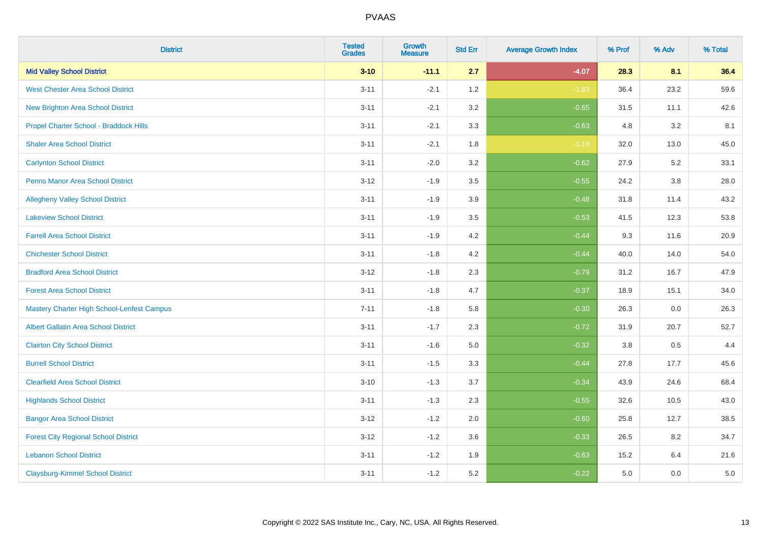| District | Tested Grades | Growth Measure | Std Err | Average Growth Index | % Prof | % Adv | % Total |
|---|---|---|---|---|---|---|---|
| **Mid Valley School District** | **3-10** | **-11.1** | **2.7** | **-4.07** | **28.3** | **8.1** | **36.4** |
| West Chester Area School District | 3-11 | -2.1 | 1.2 | -1.83 | 36.4 | 23.2 | 59.6 |
| New Brighton Area School District | 3-11 | -2.1 | 3.2 | -0.65 | 31.5 | 11.1 | 42.6 |
| Propel Charter School - Braddock Hills | 3-11 | -2.1 | 3.3 | -0.63 | 4.8 | 3.2 | 8.1 |
| Shaler Area School District | 3-11 | -2.1 | 1.8 | -1.18 | 32.0 | 13.0 | 45.0 |
| Carlynton School District | 3-11 | -2.0 | 3.2 | -0.62 | 27.9 | 5.2 | 33.1 |
| Penns Manor Area School District | 3-12 | -1.9 | 3.5 | -0.55 | 24.2 | 3.8 | 28.0 |
| Allegheny Valley School District | 3-11 | -1.9 | 3.9 | -0.48 | 31.8 | 11.4 | 43.2 |
| Lakeview School District | 3-11 | -1.9 | 3.5 | -0.53 | 41.5 | 12.3 | 53.8 |
| Farrell Area School District | 3-11 | -1.9 | 4.2 | -0.44 | 9.3 | 11.6 | 20.9 |
| Chichester School District | 3-11 | -1.8 | 4.2 | -0.44 | 40.0 | 14.0 | 54.0 |
| Bradford Area School District | 3-12 | -1.8 | 2.3 | -0.79 | 31.2 | 16.7 | 47.9 |
| Forest Area School District | 3-11 | -1.8 | 4.7 | -0.37 | 18.9 | 15.1 | 34.0 |
| Mastery Charter High School-Lenfest Campus | 7-11 | -1.8 | 5.8 | -0.30 | 26.3 | 0.0 | 26.3 |
| Albert Gallatin Area School District | 3-11 | -1.7 | 2.3 | -0.72 | 31.9 | 20.7 | 52.7 |
| Clairton City School District | 3-11 | -1.6 | 5.0 | -0.32 | 3.8 | 0.5 | 4.4 |
| Burrell School District | 3-11 | -1.5 | 3.3 | -0.44 | 27.8 | 17.7 | 45.6 |
| Clearfield Area School District | 3-10 | -1.3 | 3.7 | -0.34 | 43.9 | 24.6 | 68.4 |
| Highlands School District | 3-11 | -1.3 | 2.3 | -0.55 | 32.6 | 10.5 | 43.0 |
| Bangor Area School District | 3-12 | -1.2 | 2.0 | -0.60 | 25.8 | 12.7 | 38.5 |
| Forest City Regional School District | 3-12 | -1.2 | 3.6 | -0.33 | 26.5 | 8.2 | 34.7 |
| Lebanon School District | 3-11 | -1.2 | 1.9 | -0.63 | 15.2 | 6.4 | 21.6 |
| Claysburg-Kimmel School District | 3-11 | -1.2 | 5.2 | -0.22 | 5.0 | 0.0 | 5.0 |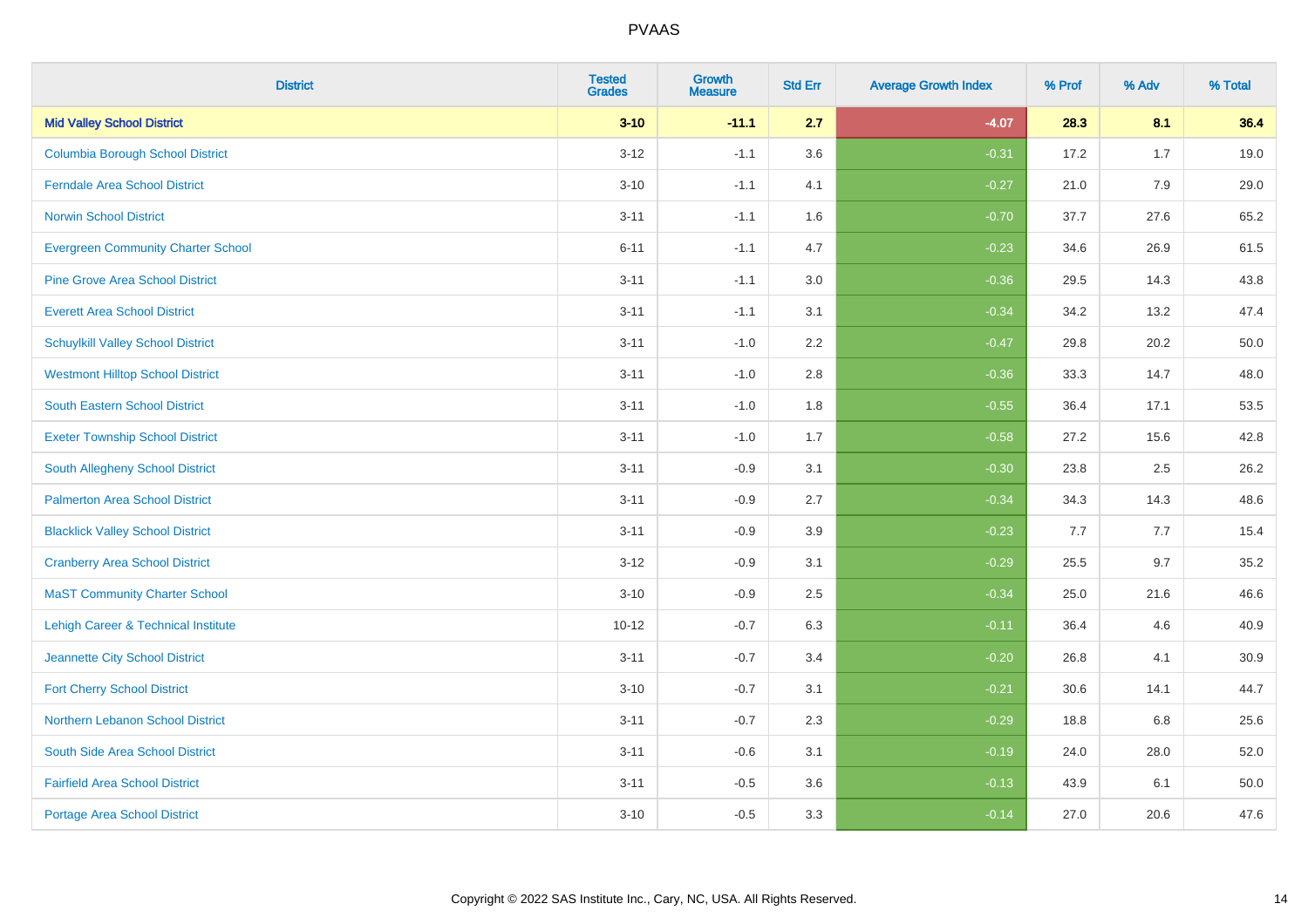# PVAAS

| District | Tested Grades | Growth Measure | Std Err | Average Growth Index | % Prof | % Adv | % Total |
|---|---|---|---|---|---|---|---|
| **Mid Valley School District** | **3-10** | **-11.1** | **2.7** | **-4.07** | **28.3** | **8.1** | **36.4** |
| Columbia Borough School District | 3-12 | -1.1 | 3.6 | -0.31 | 17.2 | 1.7 | 19.0 |
| Ferndale Area School District | 3-10 | -1.1 | 4.1 | -0.27 | 21.0 | 7.9 | 29.0 |
| Norwin School District | 3-11 | -1.1 | 1.6 | -0.70 | 37.7 | 27.6 | 65.2 |
| Evergreen Community Charter School | 6-11 | -1.1 | 4.7 | -0.23 | 34.6 | 26.9 | 61.5 |
| Pine Grove Area School District | 3-11 | -1.1 | 3.0 | -0.36 | 29.5 | 14.3 | 43.8 |
| Everett Area School District | 3-11 | -1.1 | 3.1 | -0.34 | 34.2 | 13.2 | 47.4 |
| Schuylkill Valley School District | 3-11 | -1.0 | 2.2 | -0.47 | 29.8 | 20.2 | 50.0 |
| Westmont Hilltop School District | 3-11 | -1.0 | 2.8 | -0.36 | 33.3 | 14.7 | 48.0 |
| South Eastern School District | 3-11 | -1.0 | 1.8 | -0.55 | 36.4 | 17.1 | 53.5 |
| Exeter Township School District | 3-11 | -1.0 | 1.7 | -0.58 | 27.2 | 15.6 | 42.8 |
| South Allegheny School District | 3-11 | -0.9 | 3.1 | -0.30 | 23.8 | 2.5 | 26.2 |
| Palmerton Area School District | 3-11 | -0.9 | 2.7 | -0.34 | 34.3 | 14.3 | 48.6 |
| Blacklick Valley School District | 3-11 | -0.9 | 3.9 | -0.23 | 7.7 | 7.7 | 15.4 |
| Cranberry Area School District | 3-12 | -0.9 | 3.1 | -0.29 | 25.5 | 9.7 | 35.2 |
| MaST Community Charter School | 3-10 | -0.9 | 2.5 | -0.34 | 25.0 | 21.6 | 46.6 |
| Lehigh Career & Technical Institute | 10-12 | -0.7 | 6.3 | -0.11 | 36.4 | 4.6 | 40.9 |
| Jeannette City School District | 3-11 | -0.7 | 3.4 | -0.20 | 26.8 | 4.1 | 30.9 |
| Fort Cherry School District | 3-10 | -0.7 | 3.1 | -0.21 | 30.6 | 14.1 | 44.7 |
| Northern Lebanon School District | 3-11 | -0.7 | 2.3 | -0.29 | 18.8 | 6.8 | 25.6 |
| South Side Area School District | 3-11 | -0.6 | 3.1 | -0.19 | 24.0 | 28.0 | 52.0 |
| Fairfield Area School District | 3-11 | -0.5 | 3.6 | -0.13 | 43.9 | 6.1 | 50.0 |
| Portage Area School District | 3-10 | -0.5 | 3.3 | -0.14 | 27.0 | 20.6 | 47.6 |

Copyright © 2022 SAS Institute Inc., Cary, NC, USA. All Rights Reserved.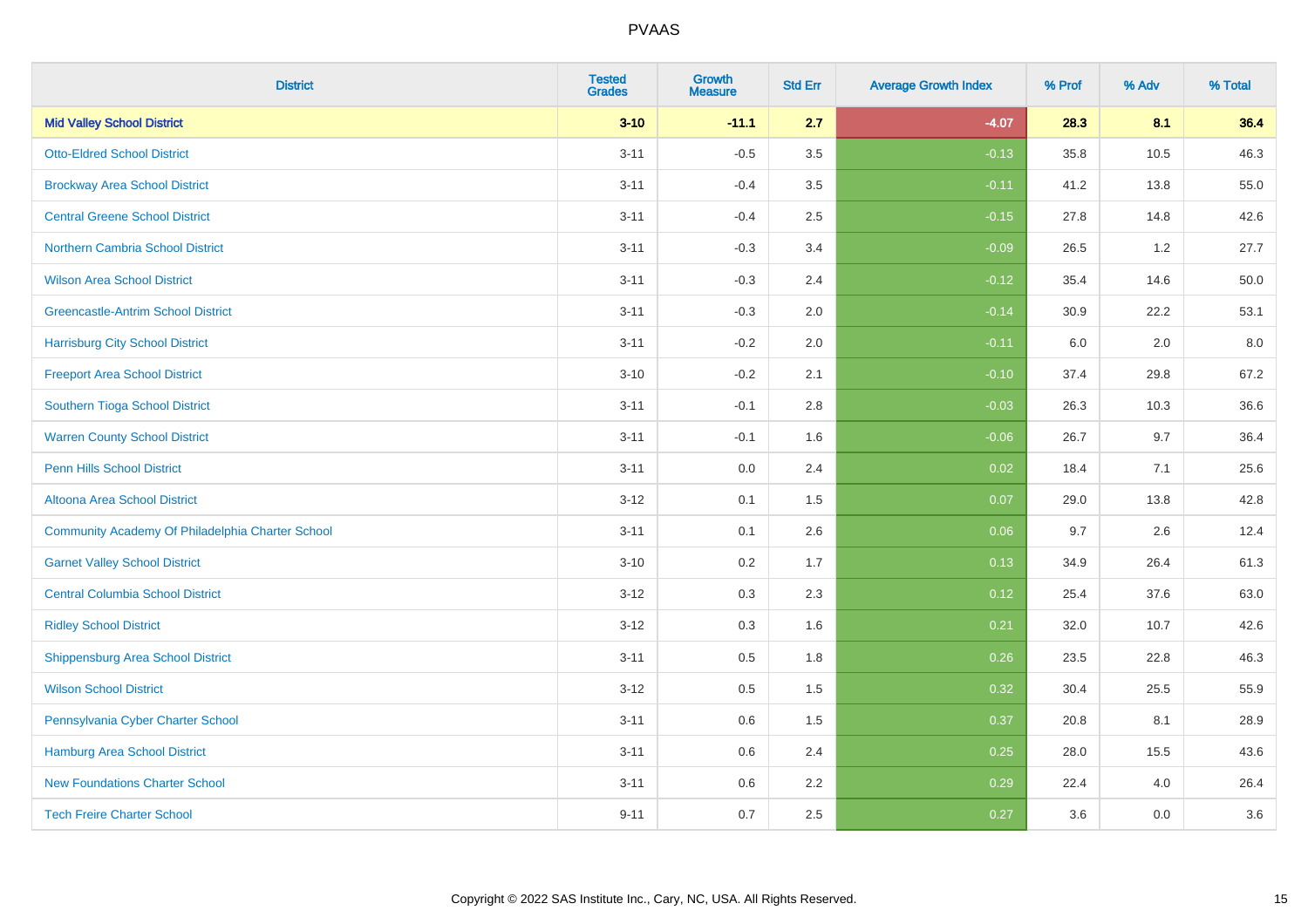| District | Tested Grades | Growth Measure | Std Err | Average Growth Index | % Prof | % Adv | % Total |
|---|---|---|---|---|---|---|---|
| **Mid Valley School District** | **3-10** | **-11.1** | **2.7** | **-4.07** | **28.3** | **8.1** | **36.4** |
| Otto-Eldred School District | 3-11 | -0.5 | 3.5 | -0.13 | 35.8 | 10.5 | 46.3 |
| Brockway Area School District | 3-11 | -0.4 | 3.5 | -0.11 | 41.2 | 13.8 | 55.0 |
| Central Greene School District | 3-11 | -0.4 | 2.5 | -0.15 | 27.8 | 14.8 | 42.6 |
| Northern Cambria School District | 3-11 | -0.3 | 3.4 | -0.09 | 26.5 | 1.2 | 27.7 |
| Wilson Area School District | 3-11 | -0.3 | 2.4 | -0.12 | 35.4 | 14.6 | 50.0 |
| Greencastle-Antrim School District | 3-11 | -0.3 | 2.0 | -0.14 | 30.9 | 22.2 | 53.1 |
| Harrisburg City School District | 3-11 | -0.2 | 2.0 | -0.11 | 6.0 | 2.0 | 8.0 |
| Freeport Area School District | 3-10 | -0.2 | 2.1 | -0.10 | 37.4 | 29.8 | 67.2 |
| Southern Tioga School District | 3-11 | -0.1 | 2.8 | -0.03 | 26.3 | 10.3 | 36.6 |
| Warren County School District | 3-11 | -0.1 | 1.6 | -0.06 | 26.7 | 9.7 | 36.4 |
| Penn Hills School District | 3-11 | 0.0 | 2.4 | 0.02 | 18.4 | 7.1 | 25.6 |
| Altoona Area School District | 3-12 | 0.1 | 1.5 | 0.07 | 29.0 | 13.8 | 42.8 |
| Community Academy Of Philadelphia Charter School | 3-11 | 0.1 | 2.6 | 0.06 | 9.7 | 2.6 | 12.4 |
| Garnet Valley School District | 3-10 | 0.2 | 1.7 | 0.13 | 34.9 | 26.4 | 61.3 |
| Central Columbia School District | 3-12 | 0.3 | 2.3 | 0.12 | 25.4 | 37.6 | 63.0 |
| Ridley School District | 3-12 | 0.3 | 1.6 | 0.21 | 32.0 | 10.7 | 42.6 |
| Shippensburg Area School District | 3-11 | 0.5 | 1.8 | 0.26 | 23.5 | 22.8 | 46.3 |
| Wilson School District | 3-12 | 0.5 | 1.5 | 0.32 | 30.4 | 25.5 | 55.9 |
| Pennsylvania Cyber Charter School | 3-11 | 0.6 | 1.5 | 0.37 | 20.8 | 8.1 | 28.9 |
| Hamburg Area School District | 3-11 | 0.6 | 2.4 | 0.25 | 28.0 | 15.5 | 43.6 |
| New Foundations Charter School | 3-11 | 0.6 | 2.2 | 0.29 | 22.4 | 4.0 | 26.4 |
| Tech Freire Charter School | 9-11 | 0.7 | 2.5 | 0.27 | 3.6 | 0.0 | 3.6 |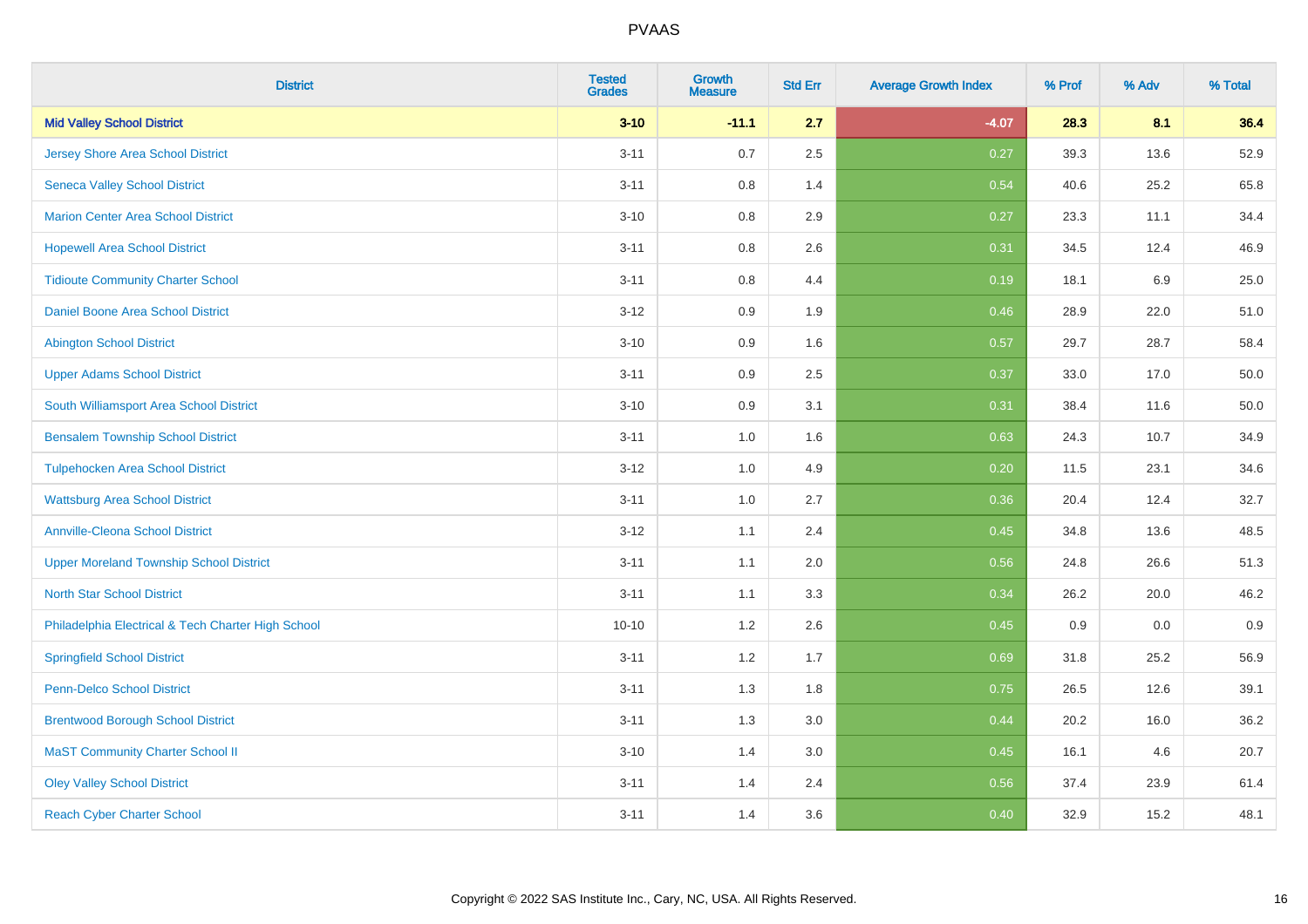# PVAAS

| District | Tested Grades | Growth Measure | Std Err | Average Growth Index | % Prof | % Adv | % Total |
|---|---|---|---|---|---|---|---|
| **Mid Valley School District** | **3-10** | **-11.1** | **2.7** | **-4.07** | **28.3** | **8.1** | **36.4** |
| Jersey Shore Area School District | 3-11 | 0.7 | 2.5 | 0.27 | 39.3 | 13.6 | 52.9 |
| Seneca Valley School District | 3-11 | 0.8 | 1.4 | 0.54 | 40.6 | 25.2 | 65.8 |
| Marion Center Area School District | 3-10 | 0.8 | 2.9 | 0.27 | 23.3 | 11.1 | 34.4 |
| Hopewell Area School District | 3-11 | 0.8 | 2.6 | 0.31 | 34.5 | 12.4 | 46.9 |
| Tidioute Community Charter School | 3-11 | 0.8 | 4.4 | 0.19 | 18.1 | 6.9 | 25.0 |
| Daniel Boone Area School District | 3-12 | 0.9 | 1.9 | 0.46 | 28.9 | 22.0 | 51.0 |
| Abington School District | 3-10 | 0.9 | 1.6 | 0.57 | 29.7 | 28.7 | 58.4 |
| Upper Adams School District | 3-11 | 0.9 | 2.5 | 0.37 | 33.0 | 17.0 | 50.0 |
| South Williamsport Area School District | 3-10 | 0.9 | 3.1 | 0.31 | 38.4 | 11.6 | 50.0 |
| Bensalem Township School District | 3-11 | 1.0 | 1.6 | 0.63 | 24.3 | 10.7 | 34.9 |
| Tulpehocken Area School District | 3-12 | 1.0 | 4.9 | 0.20 | 11.5 | 23.1 | 34.6 |
| Wattsburg Area School District | 3-11 | 1.0 | 2.7 | 0.36 | 20.4 | 12.4 | 32.7 |
| Annville-Cleona School District | 3-12 | 1.1 | 2.4 | 0.45 | 34.8 | 13.6 | 48.5 |
| Upper Moreland Township School District | 3-11 | 1.1 | 2.0 | 0.56 | 24.8 | 26.6 | 51.3 |
| North Star School District | 3-11 | 1.1 | 3.3 | 0.34 | 26.2 | 20.0 | 46.2 |
| Philadelphia Electrical & Tech Charter High School | 10-10 | 1.2 | 2.6 | 0.45 | 0.9 | 0.0 | 0.9 |
| Springfield School District | 3-11 | 1.2 | 1.7 | 0.69 | 31.8 | 25.2 | 56.9 |
| Penn-Delco School District | 3-11 | 1.3 | 1.8 | 0.75 | 26.5 | 12.6 | 39.1 |
| Brentwood Borough School District | 3-11 | 1.3 | 3.0 | 0.44 | 20.2 | 16.0 | 36.2 |
| MaST Community Charter School II | 3-10 | 1.4 | 3.0 | 0.45 | 16.1 | 4.6 | 20.7 |
| Oley Valley School District | 3-11 | 1.4 | 2.4 | 0.56 | 37.4 | 23.9 | 61.4 |
| Reach Cyber Charter School | 3-11 | 1.4 | 3.6 | 0.40 | 32.9 | 15.2 | 48.1 |

Copyright © 2022 SAS Institute Inc., Cary, NC, USA. All Rights Reserved.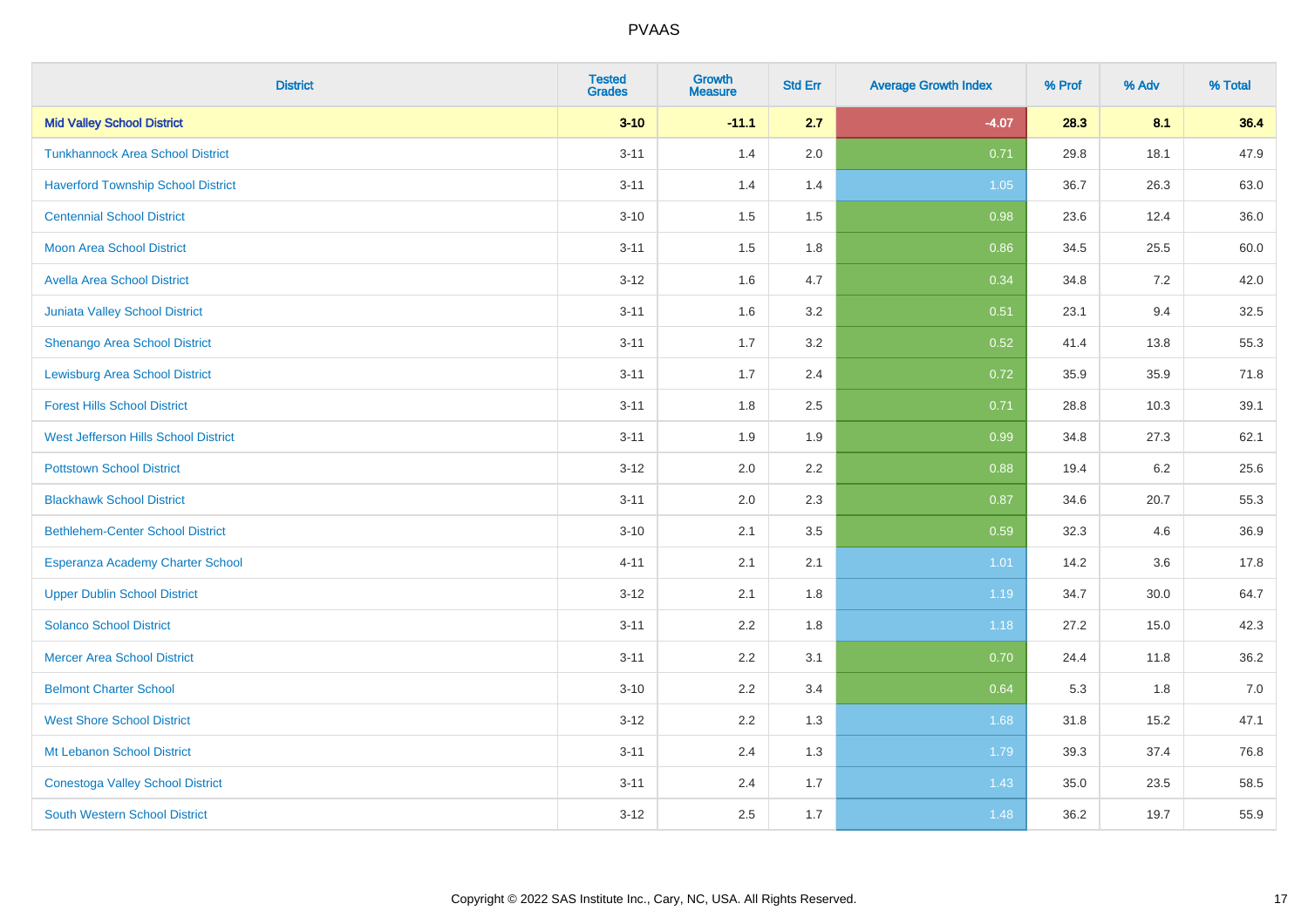| District | Tested Grades | Growth Measure | Std Err | Average Growth Index | % Prof | % Adv | % Total |
|---|---|---|---|---|---|---|---|
| **Mid Valley School District** | **3-10** | **-11.1** | **2.7** | **-4.07** | **28.3** | **8.1** | **36.4** |
| Tunkhannock Area School District | 3-11 | 1.4 | 2.0 | 0.71 | 29.8 | 18.1 | 47.9 |
| Haverford Township School District | 3-11 | 1.4 | 1.4 | 1.05 | 36.7 | 26.3 | 63.0 |
| Centennial School District | 3-10 | 1.5 | 1.5 | 0.98 | 23.6 | 12.4 | 36.0 |
| Moon Area School District | 3-11 | 1.5 | 1.8 | 0.86 | 34.5 | 25.5 | 60.0 |
| Avella Area School District | 3-12 | 1.6 | 4.7 | 0.34 | 34.8 | 7.2 | 42.0 |
| Juniata Valley School District | 3-11 | 1.6 | 3.2 | 0.51 | 23.1 | 9.4 | 32.5 |
| Shenango Area School District | 3-11 | 1.7 | 3.2 | 0.52 | 41.4 | 13.8 | 55.3 |
| Lewisburg Area School District | 3-11 | 1.7 | 2.4 | 0.72 | 35.9 | 35.9 | 71.8 |
| Forest Hills School District | 3-11 | 1.8 | 2.5 | 0.71 | 28.8 | 10.3 | 39.1 |
| West Jefferson Hills School District | 3-11 | 1.9 | 1.9 | 0.99 | 34.8 | 27.3 | 62.1 |
| Pottstown School District | 3-12 | 2.0 | 2.2 | 0.88 | 19.4 | 6.2 | 25.6 |
| Blackhawk School District | 3-11 | 2.0 | 2.3 | 0.87 | 34.6 | 20.7 | 55.3 |
| Bethlehem-Center School District | 3-10 | 2.1 | 3.5 | 0.59 | 32.3 | 4.6 | 36.9 |
| Esperanza Academy Charter School | 4-11 | 2.1 | 2.1 | 1.01 | 14.2 | 3.6 | 17.8 |
| Upper Dublin School District | 3-12 | 2.1 | 1.8 | 1.19 | 34.7 | 30.0 | 64.7 |
| Solanco School District | 3-11 | 2.2 | 1.8 | 1.18 | 27.2 | 15.0 | 42.3 |
| Mercer Area School District | 3-11 | 2.2 | 3.1 | 0.70 | 24.4 | 11.8 | 36.2 |
| Belmont Charter School | 3-10 | 2.2 | 3.4 | 0.64 | 5.3 | 1.8 | 7.0 |
| West Shore School District | 3-12 | 2.2 | 1.3 | 1.68 | 31.8 | 15.2 | 47.1 |
| Mt Lebanon School District | 3-11 | 2.4 | 1.3 | 1.79 | 39.3 | 37.4 | 76.8 |
| Conestoga Valley School District | 3-11 | 2.4 | 1.7 | 1.43 | 35.0 | 23.5 | 58.5 |
| South Western School District | 3-12 | 2.5 | 1.7 | 1.48 | 36.2 | 19.7 | 55.9 |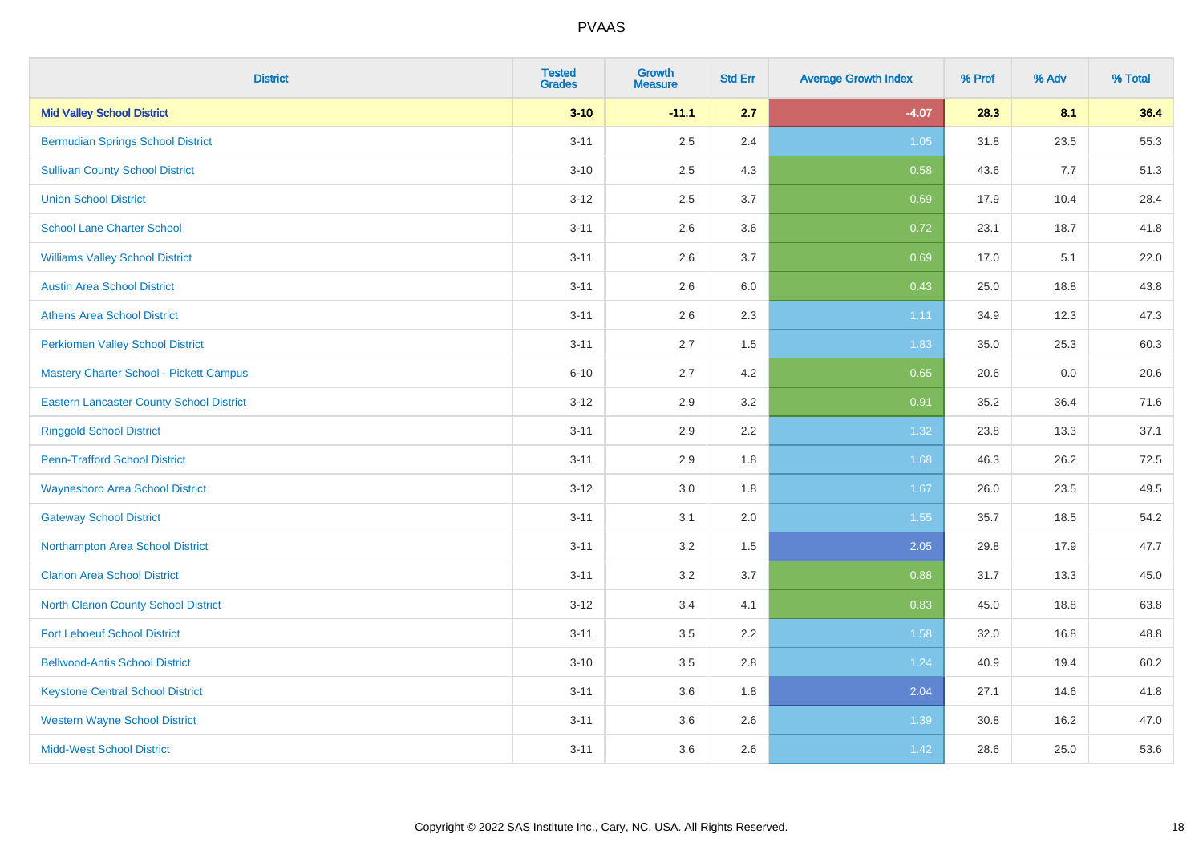| District | Tested Grades | Growth Measure | Std Err | Average Growth Index | % Prof | % Adv | % Total |
|---|---|---|---|---|---|---|---|
| **Mid Valley School District** | **3-10** | **-11.1** | **2.7** | **-4.07** | **28.3** | **8.1** | **36.4** |
| Bermudian Springs School District | 3-11 | 2.5 | 2.4 | 1.05 | 31.8 | 23.5 | 55.3 |
| Sullivan County School District | 3-10 | 2.5 | 4.3 | 0.58 | 43.6 | 7.7 | 51.3 |
| Union School District | 3-12 | 2.5 | 3.7 | 0.69 | 17.9 | 10.4 | 28.4 |
| School Lane Charter School | 3-11 | 2.6 | 3.6 | 0.72 | 23.1 | 18.7 | 41.8 |
| Williams Valley School District | 3-11 | 2.6 | 3.7 | 0.69 | 17.0 | 5.1 | 22.0 |
| Austin Area School District | 3-11 | 2.6 | 6.0 | 0.43 | 25.0 | 18.8 | 43.8 |
| Athens Area School District | 3-11 | 2.6 | 2.3 | 1.11 | 34.9 | 12.3 | 47.3 |
| Perkiomen Valley School District | 3-11 | 2.7 | 1.5 | 1.83 | 35.0 | 25.3 | 60.3 |
| Mastery Charter School - Pickett Campus | 6-10 | 2.7 | 4.2 | 0.65 | 20.6 | 0.0 | 20.6 |
| Eastern Lancaster County School District | 3-12 | 2.9 | 3.2 | 0.91 | 35.2 | 36.4 | 71.6 |
| Ringgold School District | 3-11 | 2.9 | 2.2 | 1.32 | 23.8 | 13.3 | 37.1 |
| Penn-Trafford School District | 3-11 | 2.9 | 1.8 | 1.68 | 46.3 | 26.2 | 72.5 |
| Waynesboro Area School District | 3-12 | 3.0 | 1.8 | 1.67 | 26.0 | 23.5 | 49.5 |
| Gateway School District | 3-11 | 3.1 | 2.0 | 1.55 | 35.7 | 18.5 | 54.2 |
| Northampton Area School District | 3-11 | 3.2 | 1.5 | 2.05 | 29.8 | 17.9 | 47.7 |
| Clarion Area School District | 3-11 | 3.2 | 3.7 | 0.88 | 31.7 | 13.3 | 45.0 |
| North Clarion County School District | 3-12 | 3.4 | 4.1 | 0.83 | 45.0 | 18.8 | 63.8 |
| Fort Leboeuf School District | 3-11 | 3.5 | 2.2 | 1.58 | 32.0 | 16.8 | 48.8 |
| Bellwood-Antis School District | 3-10 | 3.5 | 2.8 | 1.24 | 40.9 | 19.4 | 60.2 |
| Keystone Central School District | 3-11 | 3.6 | 1.8 | 2.04 | 27.1 | 14.6 | 41.8 |
| Western Wayne School District | 3-11 | 3.6 | 2.6 | 1.39 | 30.8 | 16.2 | 47.0 |
| Midd-West School District | 3-11 | 3.6 | 2.6 | 1.42 | 28.6 | 25.0 | 53.6 |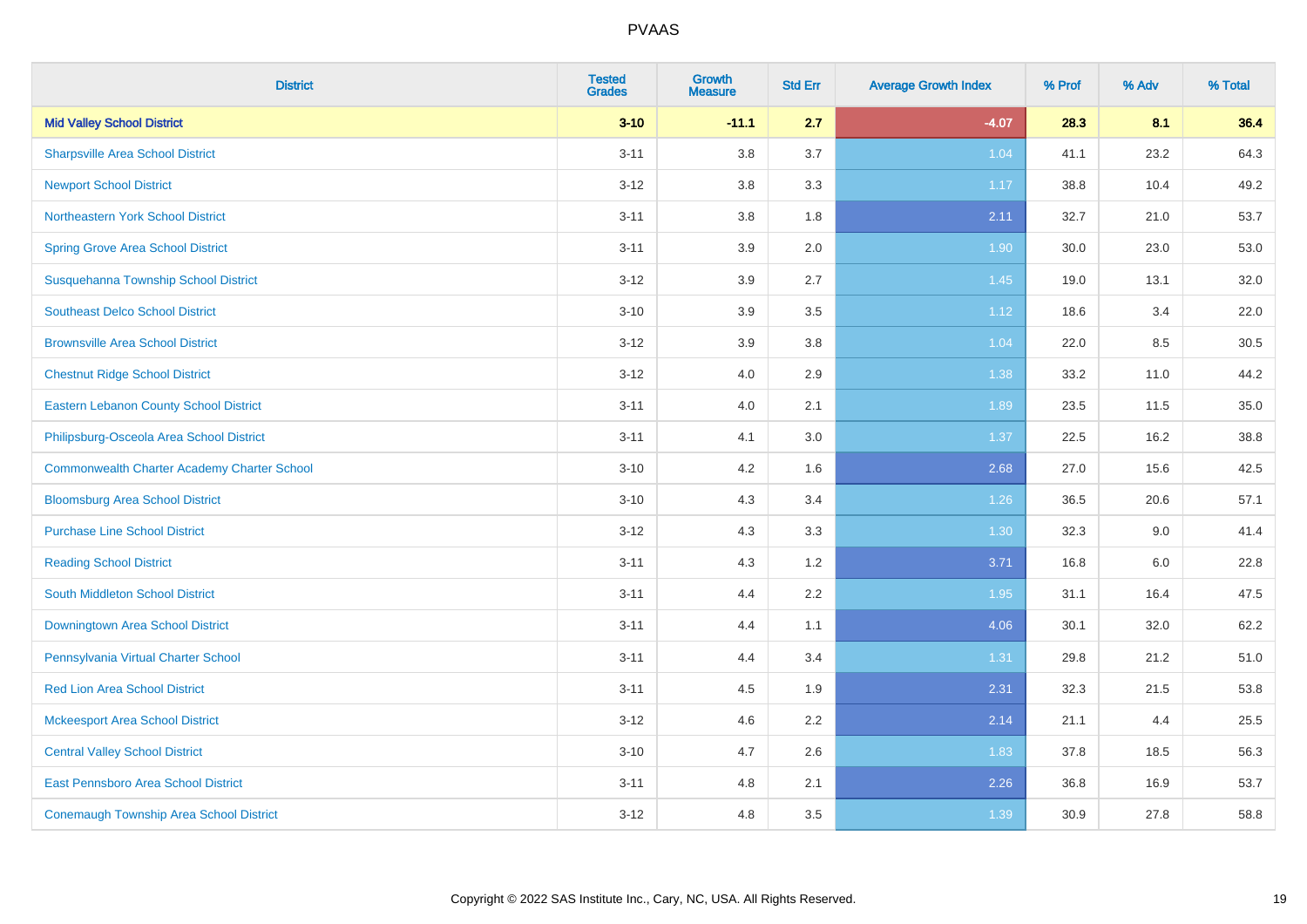| District | Tested Grades | Growth Measure | Std Err | Average Growth Index | % Prof | % Adv | % Total |
|---|---|---|---|---|---|---|---|
| **Mid Valley School District** | **3-10** | **-11.1** | **2.7** | **-4.07** | **28.3** | **8.1** | **36.4** |
| Sharpsville Area School District | 3-11 | 3.8 | 3.7 | 1.04 | 41.1 | 23.2 | 64.3 |
| Newport School District | 3-12 | 3.8 | 3.3 | 1.17 | 38.8 | 10.4 | 49.2 |
| Northeastern York School District | 3-11 | 3.8 | 1.8 | 2.11 | 32.7 | 21.0 | 53.7 |
| Spring Grove Area School District | 3-11 | 3.9 | 2.0 | 1.90 | 30.0 | 23.0 | 53.0 |
| Susquehanna Township School District | 3-12 | 3.9 | 2.7 | 1.45 | 19.0 | 13.1 | 32.0 |
| Southeast Delco School District | 3-10 | 3.9 | 3.5 | 1.12 | 18.6 | 3.4 | 22.0 |
| Brownsville Area School District | 3-12 | 3.9 | 3.8 | 1.04 | 22.0 | 8.5 | 30.5 |
| Chestnut Ridge School District | 3-12 | 4.0 | 2.9 | 1.38 | 33.2 | 11.0 | 44.2 |
| Eastern Lebanon County School District | 3-11 | 4.0 | 2.1 | 1.89 | 23.5 | 11.5 | 35.0 |
| Philipsburg-Osceola Area School District | 3-11 | 4.1 | 3.0 | 1.37 | 22.5 | 16.2 | 38.8 |
| Commonwealth Charter Academy Charter School | 3-10 | 4.2 | 1.6 | 2.68 | 27.0 | 15.6 | 42.5 |
| Bloomsburg Area School District | 3-10 | 4.3 | 3.4 | 1.26 | 36.5 | 20.6 | 57.1 |
| Purchase Line School District | 3-12 | 4.3 | 3.3 | 1.30 | 32.3 | 9.0 | 41.4 |
| Reading School District | 3-11 | 4.3 | 1.2 | 3.71 | 16.8 | 6.0 | 22.8 |
| South Middleton School District | 3-11 | 4.4 | 2.2 | 1.95 | 31.1 | 16.4 | 47.5 |
| Downingtown Area School District | 3-11 | 4.4 | 1.1 | 4.06 | 30.1 | 32.0 | 62.2 |
| Pennsylvania Virtual Charter School | 3-11 | 4.4 | 3.4 | 1.31 | 29.8 | 21.2 | 51.0 |
| Red Lion Area School District | 3-11 | 4.5 | 1.9 | 2.31 | 32.3 | 21.5 | 53.8 |
| Mckeesport Area School District | 3-12 | 4.6 | 2.2 | 2.14 | 21.1 | 4.4 | 25.5 |
| Central Valley School District | 3-10 | 4.7 | 2.6 | 1.83 | 37.8 | 18.5 | 56.3 |
| East Pennsboro Area School District | 3-11 | 4.8 | 2.1 | 2.26 | 36.8 | 16.9 | 53.7 |
| Conemaugh Township Area School District | 3-12 | 4.8 | 3.5 | 1.39 | 30.9 | 27.8 | 58.8 |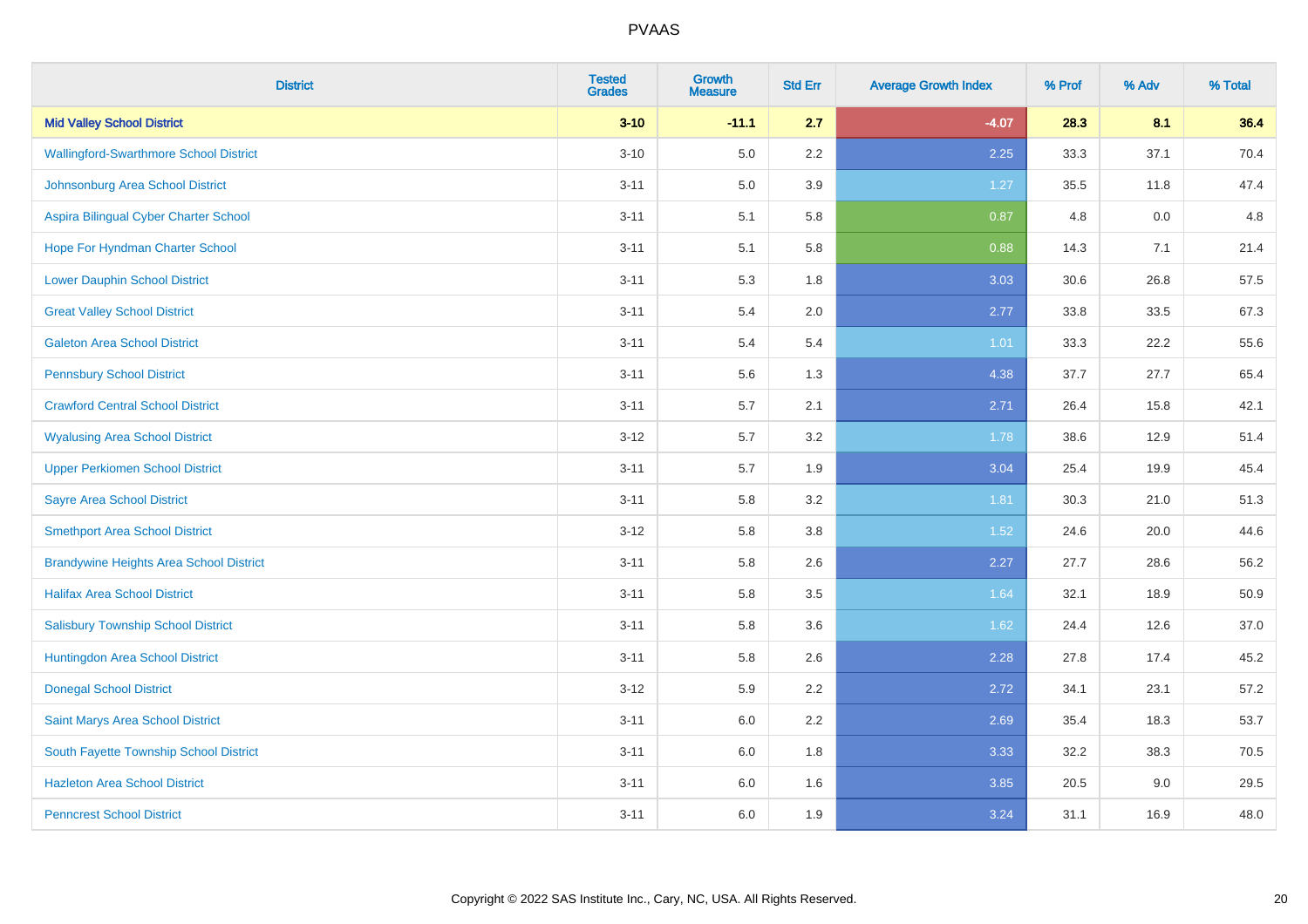| District | Tested Grades | Growth Measure | Std Err | Average Growth Index | % Prof | % Adv | % Total |
|---|---|---|---|---|---|---|---|
| **Mid Valley School District** | **3-10** | **-11.1** | **2.7** | **-4.07** | **28.3** | **8.1** | **36.4** |
| Wallingford-Swarthmore School District | 3-10 | 5.0 | 2.2 | 2.25 | 33.3 | 37.1 | 70.4 |
| Johnsonburg Area School District | 3-11 | 5.0 | 3.9 | 1.27 | 35.5 | 11.8 | 47.4 |
| Aspira Bilingual Cyber Charter School | 3-11 | 5.1 | 5.8 | 0.87 | 4.8 | 0.0 | 4.8 |
| Hope For Hyndman Charter School | 3-11 | 5.1 | 5.8 | 0.88 | 14.3 | 7.1 | 21.4 |
| Lower Dauphin School District | 3-11 | 5.3 | 1.8 | 3.03 | 30.6 | 26.8 | 57.5 |
| Great Valley School District | 3-11 | 5.4 | 2.0 | 2.77 | 33.8 | 33.5 | 67.3 |
| Galeton Area School District | 3-11 | 5.4 | 5.4 | 1.01 | 33.3 | 22.2 | 55.6 |
| Pennsbury School District | 3-11 | 5.6 | 1.3 | 4.38 | 37.7 | 27.7 | 65.4 |
| Crawford Central School District | 3-11 | 5.7 | 2.1 | 2.71 | 26.4 | 15.8 | 42.1 |
| Wyalusing Area School District | 3-12 | 5.7 | 3.2 | 1.78 | 38.6 | 12.9 | 51.4 |
| Upper Perkiomen School District | 3-11 | 5.7 | 1.9 | 3.04 | 25.4 | 19.9 | 45.4 |
| Sayre Area School District | 3-11 | 5.8 | 3.2 | 1.81 | 30.3 | 21.0 | 51.3 |
| Smethport Area School District | 3-12 | 5.8 | 3.8 | 1.52 | 24.6 | 20.0 | 44.6 |
| Brandywine Heights Area School District | 3-11 | 5.8 | 2.6 | 2.27 | 27.7 | 28.6 | 56.2 |
| Halifax Area School District | 3-11 | 5.8 | 3.5 | 1.64 | 32.1 | 18.9 | 50.9 |
| Salisbury Township School District | 3-11 | 5.8 | 3.6 | 1.62 | 24.4 | 12.6 | 37.0 |
| Huntingdon Area School District | 3-11 | 5.8 | 2.6 | 2.28 | 27.8 | 17.4 | 45.2 |
| Donegal School District | 3-12 | 5.9 | 2.2 | 2.72 | 34.1 | 23.1 | 57.2 |
| Saint Marys Area School District | 3-11 | 6.0 | 2.2 | 2.69 | 35.4 | 18.3 | 53.7 |
| South Fayette Township School District | 3-11 | 6.0 | 1.8 | 3.33 | 32.2 | 38.3 | 70.5 |
| Hazleton Area School District | 3-11 | 6.0 | 1.6 | 3.85 | 20.5 | 9.0 | 29.5 |
| Penncrest School District | 3-11 | 6.0 | 1.9 | 3.24 | 31.1 | 16.9 | 48.0 |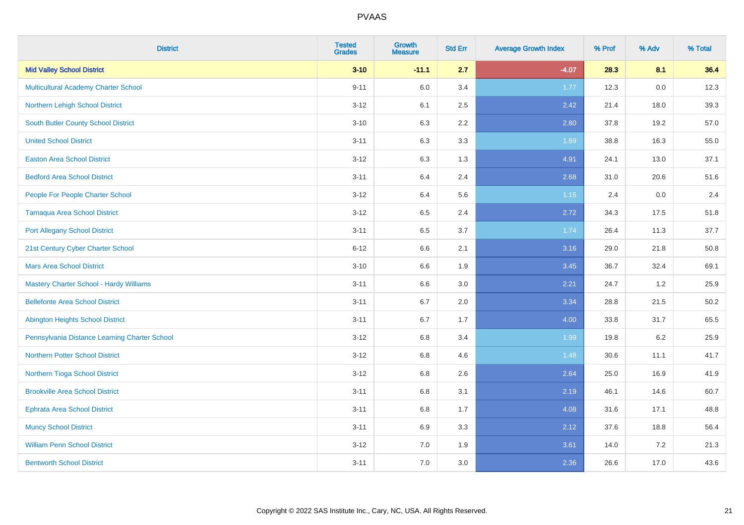| District | Tested Grades | Growth Measure | Std Err | Average Growth Index | % Prof | % Adv | % Total |
|---|---|---|---|---|---|---|---|
| **Mid Valley School District** | **3-10** | **-11.1** | **2.7** | **-4.07** | **28.3** | **8.1** | **36.4** |
| Multicultural Academy Charter School | 9-11 | 6.0 | 3.4 | 1.77 | 12.3 | 0.0 | 12.3 |
| Northern Lehigh School District | 3-12 | 6.1 | 2.5 | 2.42 | 21.4 | 18.0 | 39.3 |
| South Butler County School District | 3-10 | 6.3 | 2.2 | 2.80 | 37.8 | 19.2 | 57.0 |
| United School District | 3-11 | 6.3 | 3.3 | 1.89 | 38.8 | 16.3 | 55.0 |
| Easton Area School District | 3-12 | 6.3 | 1.3 | 4.91 | 24.1 | 13.0 | 37.1 |
| Bedford Area School District | 3-11 | 6.4 | 2.4 | 2.68 | 31.0 | 20.6 | 51.6 |
| People For People Charter School | 3-12 | 6.4 | 5.6 | 1.15 | 2.4 | 0.0 | 2.4 |
| Tamaqua Area School District | 3-12 | 6.5 | 2.4 | 2.72 | 34.3 | 17.5 | 51.8 |
| Port Allegany School District | 3-11 | 6.5 | 3.7 | 1.74 | 26.4 | 11.3 | 37.7 |
| 21st Century Cyber Charter School | 6-12 | 6.6 | 2.1 | 3.16 | 29.0 | 21.8 | 50.8 |
| Mars Area School District | 3-10 | 6.6 | 1.9 | 3.45 | 36.7 | 32.4 | 69.1 |
| Mastery Charter School - Hardy Williams | 3-11 | 6.6 | 3.0 | 2.21 | 24.7 | 1.2 | 25.9 |
| Bellefonte Area School District | 3-11 | 6.7 | 2.0 | 3.34 | 28.8 | 21.5 | 50.2 |
| Abington Heights School District | 3-11 | 6.7 | 1.7 | 4.00 | 33.8 | 31.7 | 65.5 |
| Pennsylvania Distance Learning Charter School | 3-12 | 6.8 | 3.4 | 1.99 | 19.8 | 6.2 | 25.9 |
| Northern Potter School District | 3-12 | 6.8 | 4.6 | 1.48 | 30.6 | 11.1 | 41.7 |
| Northern Tioga School District | 3-12 | 6.8 | 2.6 | 2.64 | 25.0 | 16.9 | 41.9 |
| Brookville Area School District | 3-11 | 6.8 | 3.1 | 2.19 | 46.1 | 14.6 | 60.7 |
| Ephrata Area School District | 3-11 | 6.8 | 1.7 | 4.08 | 31.6 | 17.1 | 48.8 |
| Muncy School District | 3-11 | 6.9 | 3.3 | 2.12 | 37.6 | 18.8 | 56.4 |
| William Penn School District | 3-12 | 7.0 | 1.9 | 3.61 | 14.0 | 7.2 | 21.3 |
| Bentworth School District | 3-11 | 7.0 | 3.0 | 2.36 | 26.6 | 17.0 | 43.6 |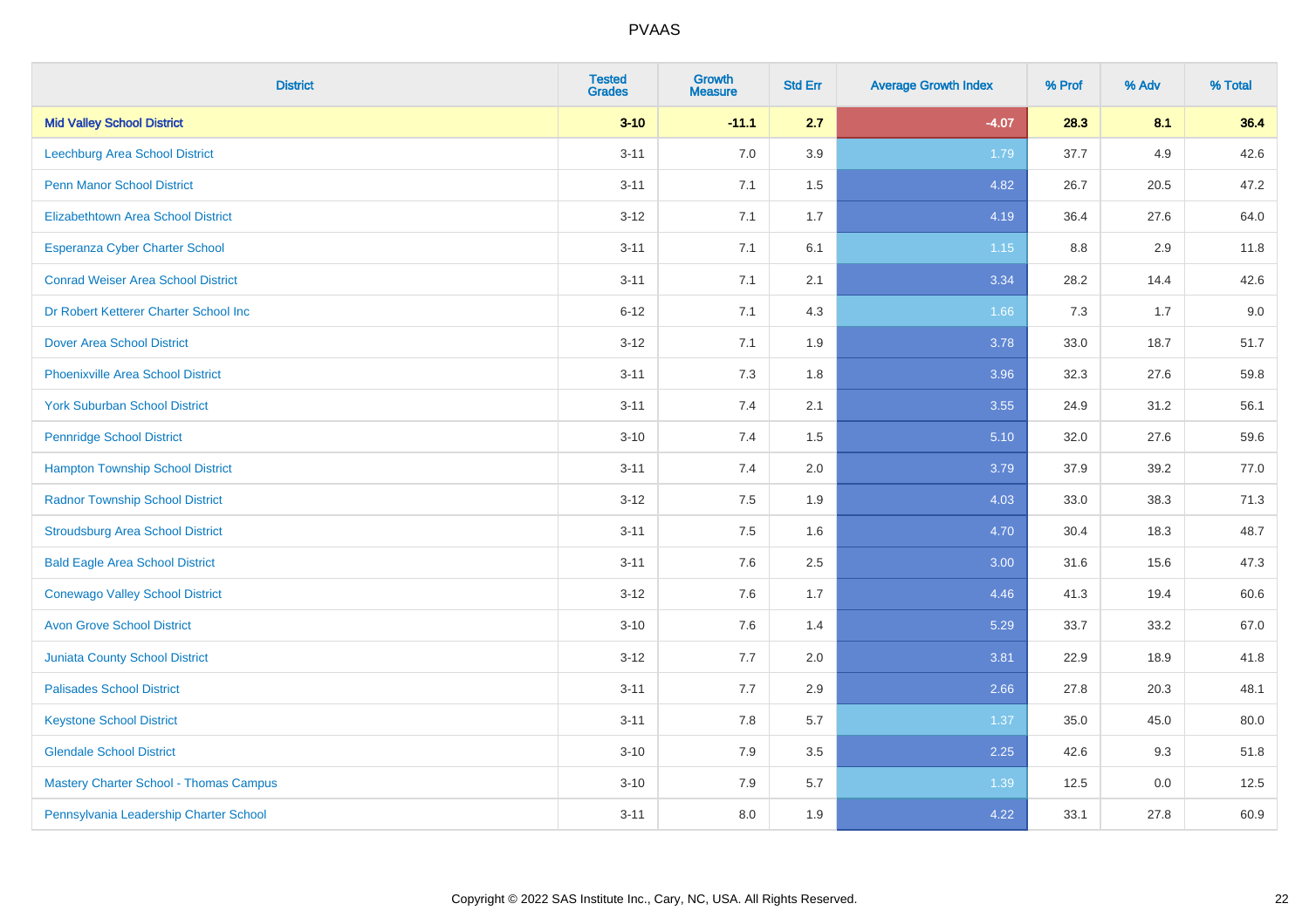| District | Tested Grades | Growth Measure | Std Err | Average Growth Index | % Prof | % Adv | % Total |
|---|---|---|---|---|---|---|---|
| **Mid Valley School District** | **3-10** | **-11.1** | **2.7** | **-4.07** | **28.3** | **8.1** | **36.4** |
| Leechburg Area School District | 3-11 | 7.0 | 3.9 | 1.79 | 37.7 | 4.9 | 42.6 |
| Penn Manor School District | 3-11 | 7.1 | 1.5 | 4.82 | 26.7 | 20.5 | 47.2 |
| Elizabethtown Area School District | 3-12 | 7.1 | 1.7 | 4.19 | 36.4 | 27.6 | 64.0 |
| Esperanza Cyber Charter School | 3-11 | 7.1 | 6.1 | 1.15 | 8.8 | 2.9 | 11.8 |
| Conrad Weiser Area School District | 3-11 | 7.1 | 2.1 | 3.34 | 28.2 | 14.4 | 42.6 |
| Dr Robert Ketterer Charter School Inc | 6-12 | 7.1 | 4.3 | 1.66 | 7.3 | 1.7 | 9.0 |
| Dover Area School District | 3-12 | 7.1 | 1.9 | 3.78 | 33.0 | 18.7 | 51.7 |
| Phoenixville Area School District | 3-11 | 7.3 | 1.8 | 3.96 | 32.3 | 27.6 | 59.8 |
| York Suburban School District | 3-11 | 7.4 | 2.1 | 3.55 | 24.9 | 31.2 | 56.1 |
| Pennridge School District | 3-10 | 7.4 | 1.5 | 5.10 | 32.0 | 27.6 | 59.6 |
| Hampton Township School District | 3-11 | 7.4 | 2.0 | 3.79 | 37.9 | 39.2 | 77.0 |
| Radnor Township School District | 3-12 | 7.5 | 1.9 | 4.03 | 33.0 | 38.3 | 71.3 |
| Stroudsburg Area School District | 3-11 | 7.5 | 1.6 | 4.70 | 30.4 | 18.3 | 48.7 |
| Bald Eagle Area School District | 3-11 | 7.6 | 2.5 | 3.00 | 31.6 | 15.6 | 47.3 |
| Conewago Valley School District | 3-12 | 7.6 | 1.7 | 4.46 | 41.3 | 19.4 | 60.6 |
| Avon Grove School District | 3-10 | 7.6 | 1.4 | 5.29 | 33.7 | 33.2 | 67.0 |
| Juniata County School District | 3-12 | 7.7 | 2.0 | 3.81 | 22.9 | 18.9 | 41.8 |
| Palisades School District | 3-11 | 7.7 | 2.9 | 2.66 | 27.8 | 20.3 | 48.1 |
| Keystone School District | 3-11 | 7.8 | 5.7 | 1.37 | 35.0 | 45.0 | 80.0 |
| Glendale School District | 3-10 | 7.9 | 3.5 | 2.25 | 42.6 | 9.3 | 51.8 |
| Mastery Charter School - Thomas Campus | 3-10 | 7.9 | 5.7 | 1.39 | 12.5 | 0.0 | 12.5 |
| Pennsylvania Leadership Charter School | 3-11 | 8.0 | 1.9 | 4.22 | 33.1 | 27.8 | 60.9 |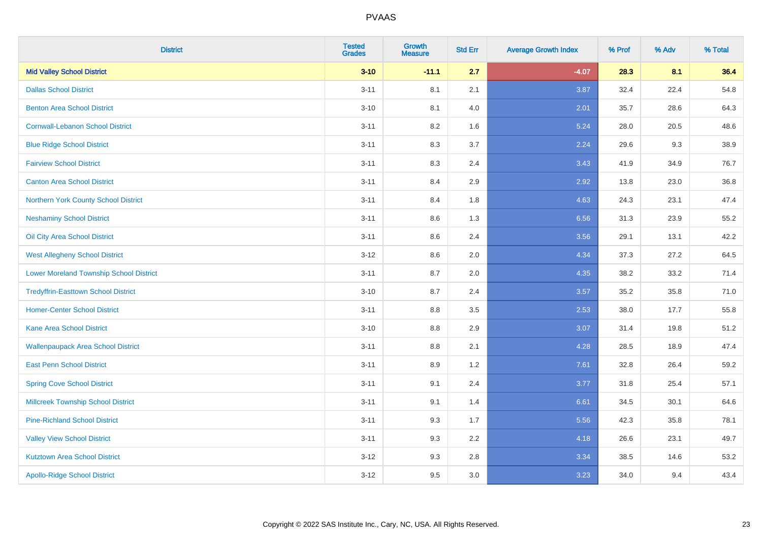| District | Tested Grades | Growth Measure | Std Err | Average Growth Index | % Prof | % Adv | % Total |
|---|---|---|---|---|---|---|---|
| **Mid Valley School District** | **3-10** | **-11.1** | **2.7** | **-4.07** | **28.3** | **8.1** | **36.4** |
| Dallas School District | 3-11 | 8.1 | 2.1 | 3.87 | 32.4 | 22.4 | 54.8 |
| Benton Area School District | 3-10 | 8.1 | 4.0 | 2.01 | 35.7 | 28.6 | 64.3 |
| Cornwall-Lebanon School District | 3-11 | 8.2 | 1.6 | 5.24 | 28.0 | 20.5 | 48.6 |
| Blue Ridge School District | 3-11 | 8.3 | 3.7 | 2.24 | 29.6 | 9.3 | 38.9 |
| Fairview School District | 3-11 | 8.3 | 2.4 | 3.43 | 41.9 | 34.9 | 76.7 |
| Canton Area School District | 3-11 | 8.4 | 2.9 | 2.92 | 13.8 | 23.0 | 36.8 |
| Northern York County School District | 3-11 | 8.4 | 1.8 | 4.63 | 24.3 | 23.1 | 47.4 |
| Neshaminy School District | 3-11 | 8.6 | 1.3 | 6.56 | 31.3 | 23.9 | 55.2 |
| Oil City Area School District | 3-11 | 8.6 | 2.4 | 3.56 | 29.1 | 13.1 | 42.2 |
| West Allegheny School District | 3-12 | 8.6 | 2.0 | 4.34 | 37.3 | 27.2 | 64.5 |
| Lower Moreland Township School District | 3-11 | 8.7 | 2.0 | 4.35 | 38.2 | 33.2 | 71.4 |
| Tredyffrin-Easttown School District | 3-10 | 8.7 | 2.4 | 3.57 | 35.2 | 35.8 | 71.0 |
| Homer-Center School District | 3-11 | 8.8 | 3.5 | 2.53 | 38.0 | 17.7 | 55.8 |
| Kane Area School District | 3-10 | 8.8 | 2.9 | 3.07 | 31.4 | 19.8 | 51.2 |
| Wallenpaupack Area School District | 3-11 | 8.8 | 2.1 | 4.28 | 28.5 | 18.9 | 47.4 |
| East Penn School District | 3-11 | 8.9 | 1.2 | 7.61 | 32.8 | 26.4 | 59.2 |
| Spring Cove School District | 3-11 | 9.1 | 2.4 | 3.77 | 31.8 | 25.4 | 57.1 |
| Millcreek Township School District | 3-11 | 9.1 | 1.4 | 6.61 | 34.5 | 30.1 | 64.6 |
| Pine-Richland School District | 3-11 | 9.3 | 1.7 | 5.56 | 42.3 | 35.8 | 78.1 |
| Valley View School District | 3-11 | 9.3 | 2.2 | 4.18 | 26.6 | 23.1 | 49.7 |
| Kutztown Area School District | 3-12 | 9.3 | 2.8 | 3.34 | 38.5 | 14.6 | 53.2 |
| Apollo-Ridge School District | 3-12 | 9.5 | 3.0 | 3.23 | 34.0 | 9.4 | 43.4 |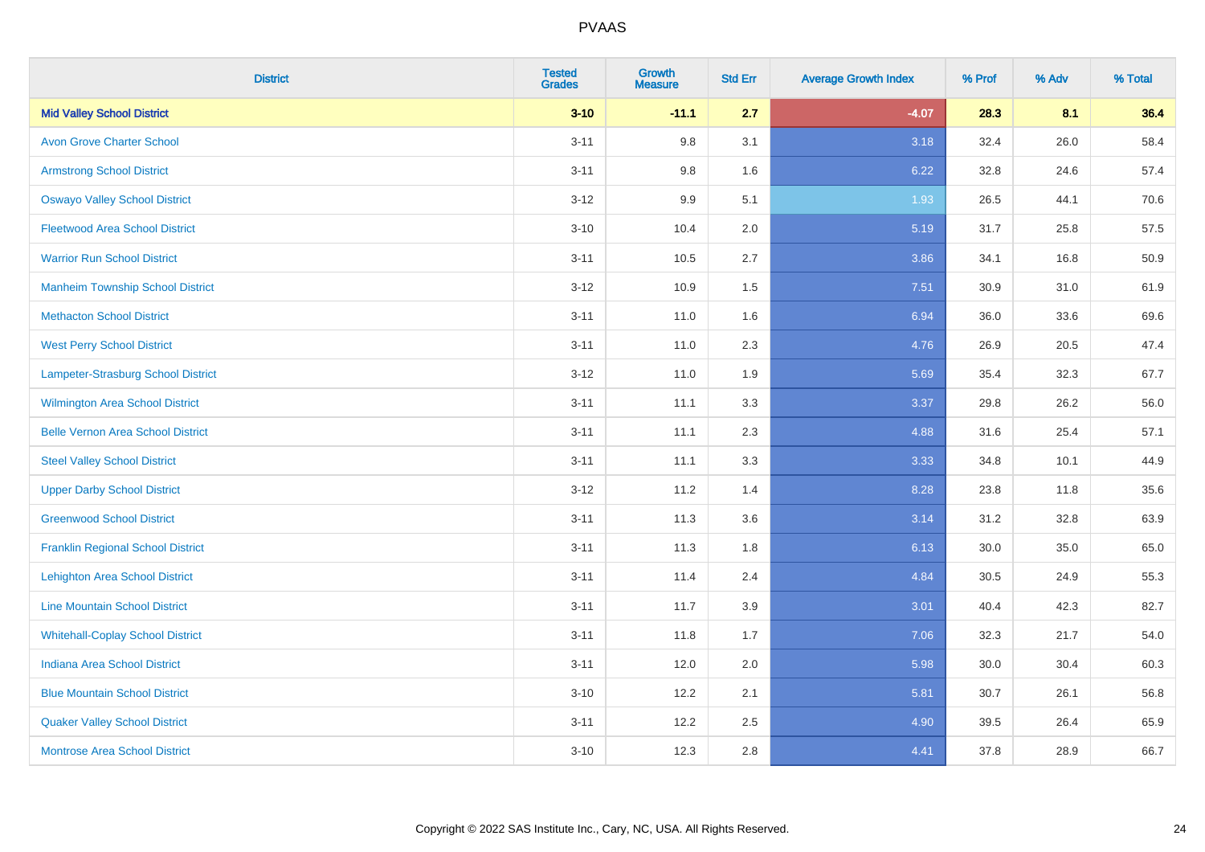# PVAAS

| District | Tested Grades | Growth Measure | Std Err | Average Growth Index | % Prof | % Adv | % Total |
|---|---|---|---|---|---|---|---|
| **Mid Valley School District** | **3-10** | **-11.1** | **2.7** | **-4.07** | **28.3** | **8.1** | **36.4** |
| Avon Grove Charter School | 3-11 | 9.8 | 3.1 | 3.18 | 32.4 | 26.0 | 58.4 |
| Armstrong School District | 3-11 | 9.8 | 1.6 | 6.22 | 32.8 | 24.6 | 57.4 |
| Oswayo Valley School District | 3-12 | 9.9 | 5.1 | 1.93 | 26.5 | 44.1 | 70.6 |
| Fleetwood Area School District | 3-10 | 10.4 | 2.0 | 5.19 | 31.7 | 25.8 | 57.5 |
| Warrior Run School District | 3-11 | 10.5 | 2.7 | 3.86 | 34.1 | 16.8 | 50.9 |
| Manheim Township School District | 3-12 | 10.9 | 1.5 | 7.51 | 30.9 | 31.0 | 61.9 |
| Methacton School District | 3-11 | 11.0 | 1.6 | 6.94 | 36.0 | 33.6 | 69.6 |
| West Perry School District | 3-11 | 11.0 | 2.3 | 4.76 | 26.9 | 20.5 | 47.4 |
| Lampeter-Strasburg School District | 3-12 | 11.0 | 1.9 | 5.69 | 35.4 | 32.3 | 67.7 |
| Wilmington Area School District | 3-11 | 11.1 | 3.3 | 3.37 | 29.8 | 26.2 | 56.0 |
| Belle Vernon Area School District | 3-11 | 11.1 | 2.3 | 4.88 | 31.6 | 25.4 | 57.1 |
| Steel Valley School District | 3-11 | 11.1 | 3.3 | 3.33 | 34.8 | 10.1 | 44.9 |
| Upper Darby School District | 3-12 | 11.2 | 1.4 | 8.28 | 23.8 | 11.8 | 35.6 |
| Greenwood School District | 3-11 | 11.3 | 3.6 | 3.14 | 31.2 | 32.8 | 63.9 |
| Franklin Regional School District | 3-11 | 11.3 | 1.8 | 6.13 | 30.0 | 35.0 | 65.0 |
| Lehighton Area School District | 3-11 | 11.4 | 2.4 | 4.84 | 30.5 | 24.9 | 55.3 |
| Line Mountain School District | 3-11 | 11.7 | 3.9 | 3.01 | 40.4 | 42.3 | 82.7 |
| Whitehall-Coplay School District | 3-11 | 11.8 | 1.7 | 7.06 | 32.3 | 21.7 | 54.0 |
| Indiana Area School District | 3-11 | 12.0 | 2.0 | 5.98 | 30.0 | 30.4 | 60.3 |
| Blue Mountain School District | 3-10 | 12.2 | 2.1 | 5.81 | 30.7 | 26.1 | 56.8 |
| Quaker Valley School District | 3-11 | 12.2 | 2.5 | 4.90 | 39.5 | 26.4 | 65.9 |
| Montrose Area School District | 3-10 | 12.3 | 2.8 | 4.41 | 37.8 | 28.9 | 66.7 |

Copyright © 2022 SAS Institute Inc., Cary, NC, USA. All Rights Reserved.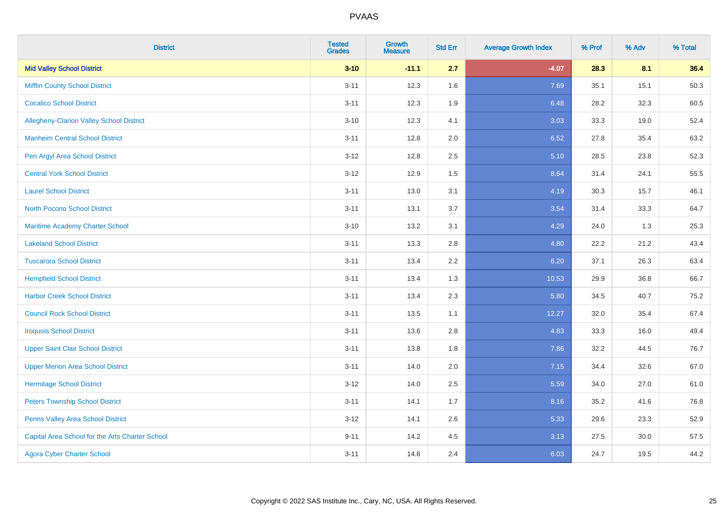# PVAAS

| District | Tested Grades | Growth Measure | Std Err | Average Growth Index | % Prof | % Adv | % Total |
|---|---|---|---|---|---|---|---|
| **Mid Valley School District** | **3-10** | **-11.1** | **2.7** | **-4.07** | **28.3** | **8.1** | **36.4** |
| Mifflin County School District | 3-11 | 12.3 | 1.6 | 7.69 | 35.1 | 15.1 | 50.3 |
| Cocalico School District | 3-11 | 12.3 | 1.9 | 6.48 | 28.2 | 32.3 | 60.5 |
| Allegheny-Clarion Valley School District | 3-10 | 12.3 | 4.1 | 3.03 | 33.3 | 19.0 | 52.4 |
| Manheim Central School District | 3-11 | 12.8 | 2.0 | 6.52 | 27.8 | 35.4 | 63.2 |
| Pen Argyl Area School District | 3-12 | 12.8 | 2.5 | 5.10 | 28.5 | 23.8 | 52.3 |
| Central York School District | 3-12 | 12.9 | 1.5 | 8.64 | 31.4 | 24.1 | 55.5 |
| Laurel School District | 3-11 | 13.0 | 3.1 | 4.19 | 30.3 | 15.7 | 46.1 |
| North Pocono School District | 3-11 | 13.1 | 3.7 | 3.54 | 31.4 | 33.3 | 64.7 |
| Maritime Academy Charter School | 3-10 | 13.2 | 3.1 | 4.29 | 24.0 | 1.3 | 25.3 |
| Lakeland School District | 3-11 | 13.3 | 2.8 | 4.80 | 22.2 | 21.2 | 43.4 |
| Tuscarora School District | 3-11 | 13.4 | 2.2 | 6.20 | 37.1 | 26.3 | 63.4 |
| Hempfield School District | 3-11 | 13.4 | 1.3 | 10.53 | 29.9 | 36.8 | 66.7 |
| Harbor Creek School District | 3-11 | 13.4 | 2.3 | 5.80 | 34.5 | 40.7 | 75.2 |
| Council Rock School District | 3-11 | 13.5 | 1.1 | 12.27 | 32.0 | 35.4 | 67.4 |
| Iroquois School District | 3-11 | 13.6 | 2.8 | 4.83 | 33.3 | 16.0 | 49.4 |
| Upper Saint Clair School District | 3-11 | 13.8 | 1.8 | 7.86 | 32.2 | 44.5 | 76.7 |
| Upper Merion Area School District | 3-11 | 14.0 | 2.0 | 7.15 | 34.4 | 32.6 | 67.0 |
| Hermitage School District | 3-12 | 14.0 | 2.5 | 5.59 | 34.0 | 27.0 | 61.0 |
| Peters Township School District | 3-11 | 14.1 | 1.7 | 8.16 | 35.2 | 41.6 | 76.8 |
| Penns Valley Area School District | 3-12 | 14.1 | 2.6 | 5.33 | 29.6 | 23.3 | 52.9 |
| Capital Area School for the Arts Charter School | 9-11 | 14.2 | 4.5 | 3.13 | 27.5 | 30.0 | 57.5 |
| Agora Cyber Charter School | 3-11 | 14.6 | 2.4 | 6.03 | 24.7 | 19.5 | 44.2 |

Copyright © 2022 SAS Institute Inc., Cary, NC, USA. All Rights Reserved.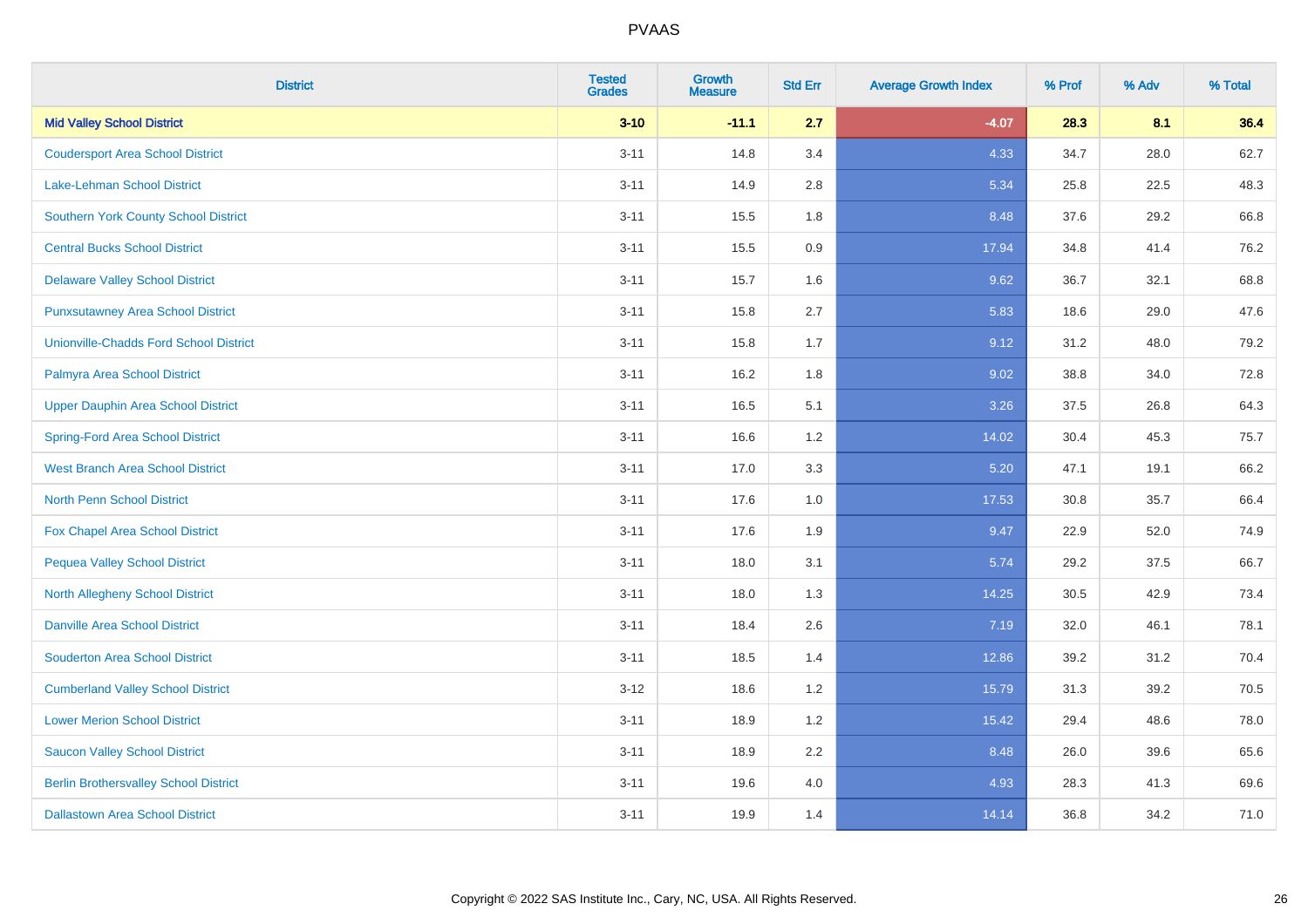# PVAAS

| District | Tested Grades | Growth Measure | Std Err | Average Growth Index | % Prof | % Adv | % Total |
|---|---|---|---|---|---|---|---|
| **Mid Valley School District** | **3-10** | **-11.1** | **2.7** | **-4.07** | **28.3** | **8.1** | **36.4** |
| Coudersport Area School District | 3-11 | 14.8 | 3.4 | 4.33 | 34.7 | 28.0 | 62.7 |
| Lake-Lehman School District | 3-11 | 14.9 | 2.8 | 5.34 | 25.8 | 22.5 | 48.3 |
| Southern York County School District | 3-11 | 15.5 | 1.8 | 8.48 | 37.6 | 29.2 | 66.8 |
| Central Bucks School District | 3-11 | 15.5 | 0.9 | 17.94 | 34.8 | 41.4 | 76.2 |
| Delaware Valley School District | 3-11 | 15.7 | 1.6 | 9.62 | 36.7 | 32.1 | 68.8 |
| Punxsutawney Area School District | 3-11 | 15.8 | 2.7 | 5.83 | 18.6 | 29.0 | 47.6 |
| Unionville-Chadds Ford School District | 3-11 | 15.8 | 1.7 | 9.12 | 31.2 | 48.0 | 79.2 |
| Palmyra Area School District | 3-11 | 16.2 | 1.8 | 9.02 | 38.8 | 34.0 | 72.8 |
| Upper Dauphin Area School District | 3-11 | 16.5 | 5.1 | 3.26 | 37.5 | 26.8 | 64.3 |
| Spring-Ford Area School District | 3-11 | 16.6 | 1.2 | 14.02 | 30.4 | 45.3 | 75.7 |
| West Branch Area School District | 3-11 | 17.0 | 3.3 | 5.20 | 47.1 | 19.1 | 66.2 |
| North Penn School District | 3-11 | 17.6 | 1.0 | 17.53 | 30.8 | 35.7 | 66.4 |
| Fox Chapel Area School District | 3-11 | 17.6 | 1.9 | 9.47 | 22.9 | 52.0 | 74.9 |
| Pequea Valley School District | 3-11 | 18.0 | 3.1 | 5.74 | 29.2 | 37.5 | 66.7 |
| North Allegheny School District | 3-11 | 18.0 | 1.3 | 14.25 | 30.5 | 42.9 | 73.4 |
| Danville Area School District | 3-11 | 18.4 | 2.6 | 7.19 | 32.0 | 46.1 | 78.1 |
| Souderton Area School District | 3-11 | 18.5 | 1.4 | 12.86 | 39.2 | 31.2 | 70.4 |
| Cumberland Valley School District | 3-12 | 18.6 | 1.2 | 15.79 | 31.3 | 39.2 | 70.5 |
| Lower Merion School District | 3-11 | 18.9 | 1.2 | 15.42 | 29.4 | 48.6 | 78.0 |
| Saucon Valley School District | 3-11 | 18.9 | 2.2 | 8.48 | 26.0 | 39.6 | 65.6 |
| Berlin Brothersvalley School District | 3-11 | 19.6 | 4.0 | 4.93 | 28.3 | 41.3 | 69.6 |
| Dallastown Area School District | 3-11 | 19.9 | 1.4 | 14.14 | 36.8 | 34.2 | 71.0 |

Copyright © 2022 SAS Institute Inc., Cary, NC, USA. All Rights Reserved.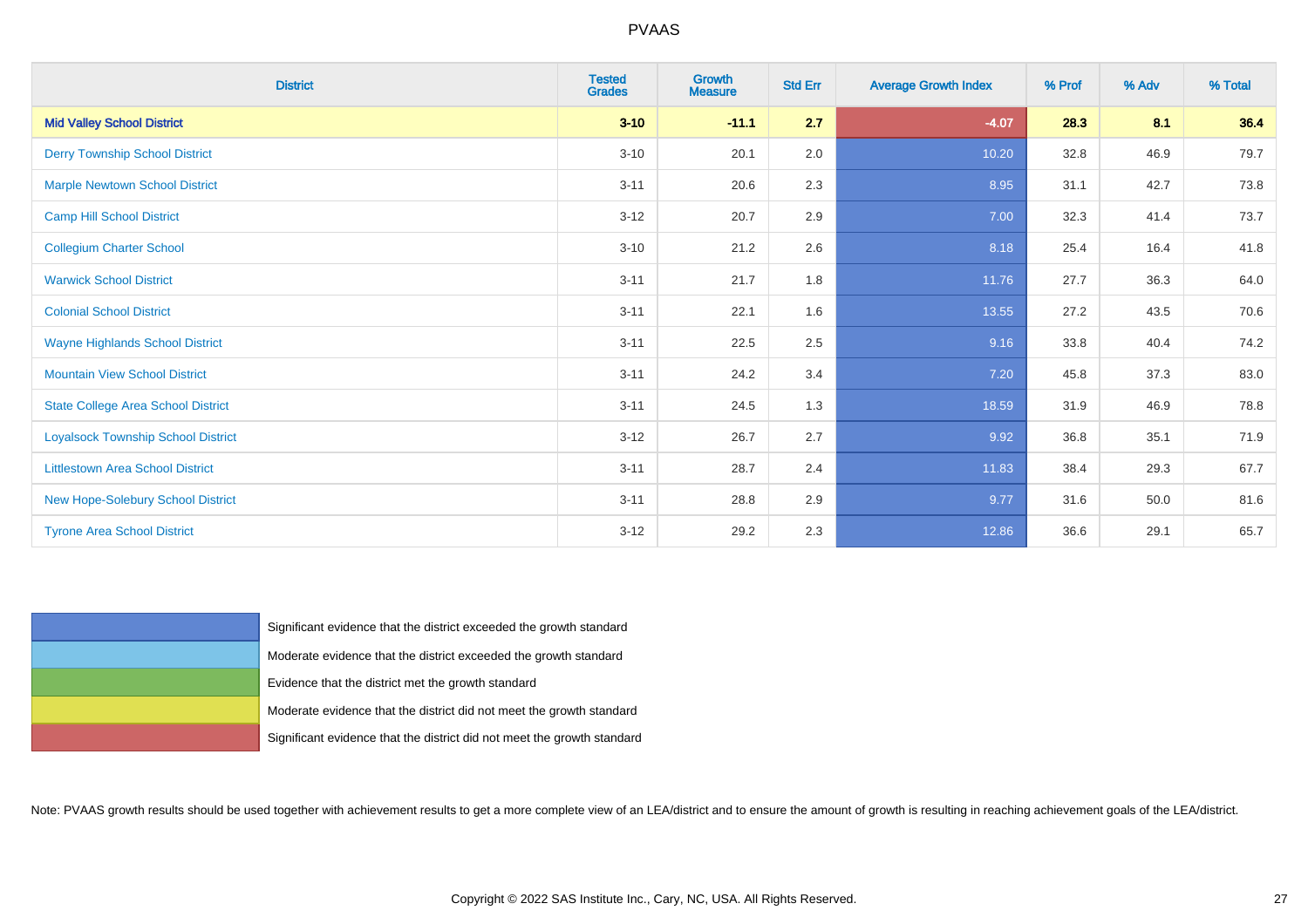PVAAS

| District | Tested Grades | Growth Measure | Std Err | Average Growth Index | % Prof | % Adv | % Total |
| --- | --- | --- | --- | --- | --- | --- | --- |
| **Mid Valley School District** | **3-10** | **-11.1** | **2.7** | **-4.07** | **28.3** | **8.1** | **36.4** |
| Derry Township School District | 3-10 | 20.1 | 2.0 | 10.20 | 32.8 | 46.9 | 79.7 |
| Marple Newtown School District | 3-11 | 20.6 | 2.3 | 8.95 | 31.1 | 42.7 | 73.8 |
| Camp Hill School District | 3-12 | 20.7 | 2.9 | 7.00 | 32.3 | 41.4 | 73.7 |
| Collegium Charter School | 3-10 | 21.2 | 2.6 | 8.18 | 25.4 | 16.4 | 41.8 |
| Warwick School District | 3-11 | 21.7 | 1.8 | 11.76 | 27.7 | 36.3 | 64.0 |
| Colonial School District | 3-11 | 22.1 | 1.6 | 13.55 | 27.2 | 43.5 | 70.6 |
| Wayne Highlands School District | 3-11 | 22.5 | 2.5 | 9.16 | 33.8 | 40.4 | 74.2 |
| Mountain View School District | 3-11 | 24.2 | 3.4 | 7.20 | 45.8 | 37.3 | 83.0 |
| State College Area School District | 3-11 | 24.5 | 1.3 | 18.59 | 31.9 | 46.9 | 78.8 |
| Loyalsock Township School District | 3-12 | 26.7 | 2.7 | 9.92 | 36.8 | 35.1 | 71.9 |
| Littlestown Area School District | 3-11 | 28.7 | 2.4 | 11.83 | 38.4 | 29.3 | 67.7 |
| New Hope-Solebury School District | 3-11 | 28.8 | 2.9 | 9.77 | 31.6 | 50.0 | 81.6 |
| Tyrone Area School District | 3-12 | 29.2 | 2.3 | 12.86 | 36.6 | 29.1 | 65.7 |

Significant evidence that the district exceeded the growth standard

Moderate evidence that the district exceeded the growth standard

Evidence that the district met the growth standard

Moderate evidence that the district did not meet the growth standard

Significant evidence that the district did not meet the growth standard

Note: PVAAS growth results should be used together with achievement results to get a more complete view of an LEA/district and to ensure the amount of growth is resulting in reaching achievement goals of the LEA/district.

Copyright © 2022 SAS Institute Inc., Cary, NC, USA. All Rights Reserved.